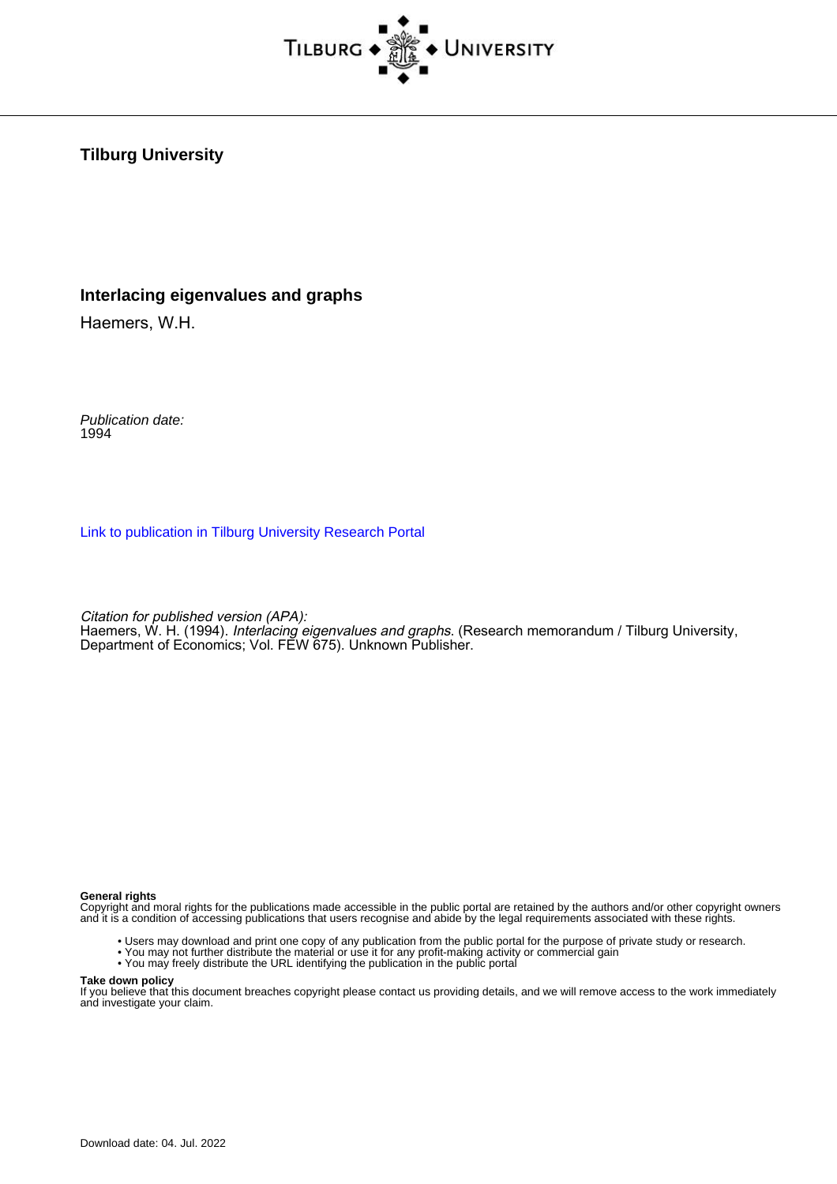**Tilburg University**

**Interlacing eigenvalues and graphs**

Haemers, W.H.

*Publication date:*
1994

[Link to publication in Tilburg University Research Portal](#)

*Citation for published version (APA):*
Haemers, W. H. (1994). *Interlacing eigenvalues and graphs*. (Research memorandum / Tilburg University, Department of Economics; Vol. FEW 675). Unknown Publisher.

**General rights**
Copyright and moral rights for the publications made accessible in the public portal are retained by the authors and/or other copyright owners and it is a condition of accessing publications that users recognise and abide by the legal requirements associated with these rights.

- Users may download and print one copy of any publication from the public portal for the purpose of private study or research.
- You may not further distribute the material or use it for any profit-making activity or commercial gain
- You may freely distribute the URL identifying the publication in the public portal

**Take down policy**
If you believe that this document breaches copyright please contact us providing details, and we will remove access to the work immediately and investigate your claim.

Download date: 04. Jul. 2022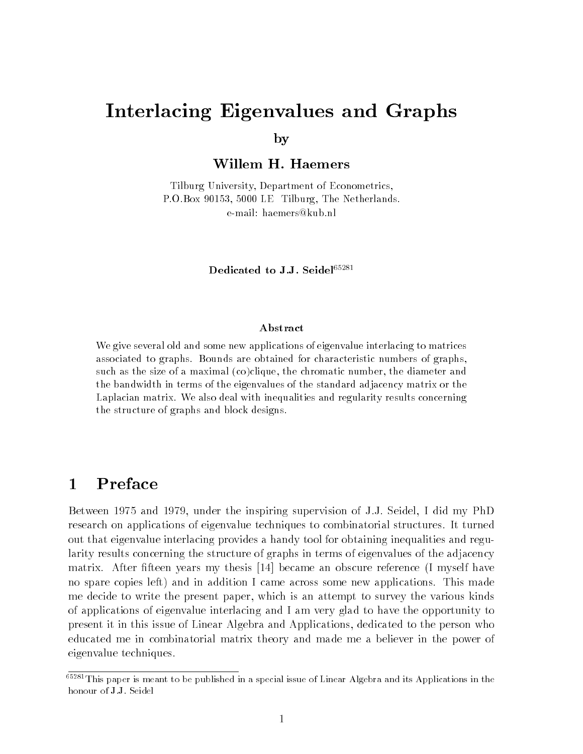# Interlacing Eigenvalues and Graphs

by

**Willem H. Haemers**

Tilburg University, Department of Econometrics,
P.O.Box 90153, 5000 LE Tilburg, The Netherlands.
e-mail: haemers@kub.nl

**Dedicated to J.J. Seidel**[65281]

### Abstract

We give several old and some new applications of eigenvalue interlacing to matrices associated to graphs. Bounds are obtained for characteristic numbers of graphs, such as the size of a maximal (co)clique, the chromatic number, the diameter and the bandwidth in terms of the eigenvalues of the standard adjacency matrix or the Laplacian matrix. We also deal with inequalities and regularity results concerning the structure of graphs and block designs.

## 1 Preface

Between 1975 and 1979, under the inspiring supervision of J.J. Seidel, I did my PhD research on applications of eigenvalue techniques to combinatorial structures. It turned out that eigenvalue interlacing provides a handy tool for obtaining inequalities and regularity results concerning the structure of graphs in terms of eigenvalues of the adjacency matrix. After fifteen years my thesis [14] became an obscure reference (I myself have no spare copies left) and in addition I came across some new applications. This made me decide to write the present paper, which is an attempt to survey the various kinds of applications of eigenvalue interlacing and I am very glad to have the opportunity to present it in this issue of Linear Algebra and Applications, dedicated to the person who educated me in combinatorial matrix theory and made me a believer in the power of eigenvalue techniques.

[65281] This paper is meant to be published in a special issue of Linear Algebra and its Applications in the honour of J.J. Seidel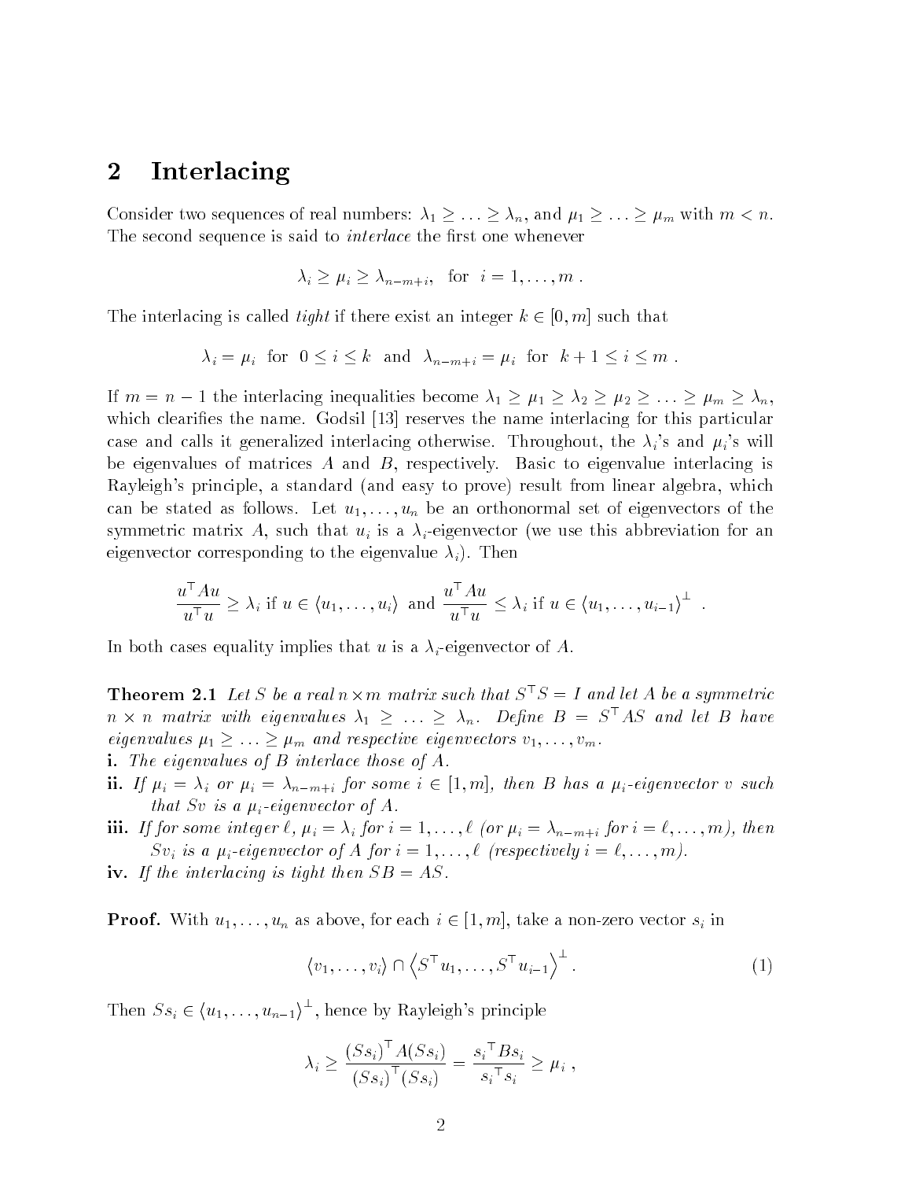## 2 Interlacing

Consider two sequences of real numbers: $\lambda_1 \geq \ldots \geq \lambda_n$, and $\mu_1 \geq \ldots \geq \mu_m$ with $m < n$. The second sequence is said to *interlace* the first one whenever

$$\lambda_i \geq \mu_i \geq \lambda_{n-m+i}, \quad \text{for} \quad i = 1, \ldots, m \; .$$

The interlacing is called *tight* if there exist an integer $k \in [0, m]$ such that

$$\lambda_i = \mu_i \;\; \text{for} \;\; 0 \leq i \leq k \quad \text{and} \quad \lambda_{n-m+i} = \mu_i \;\; \text{for} \;\; k+1 \leq i \leq m \; .$$

If $m = n-1$ the interlacing inequalities become $\lambda_1 \geq \mu_1 \geq \lambda_2 \geq \mu_2 \geq \ldots \geq \mu_m \geq \lambda_n$, which clearifies the name. Godsil [13] reserves the name interlacing for this particular case and calls it generalized interlacing otherwise. Throughout, the $\lambda_i$'s and $\mu_i$'s will be eigenvalues of matrices $A$ and $B$, respectively. Basic to eigenvalue interlacing is Rayleigh's principle, a standard (and easy to prove) result from linear algebra, which can be stated as follows. Let $u_1, \ldots, u_n$ be an orthonormal set of eigenvectors of the symmetric matrix $A$, such that $u_i$ is a $\lambda_i$-eigenvector (we use this abbreviation for an eigenvector corresponding to the eigenvalue $\lambda_i$). Then

$$\frac{u^\top A u}{u^\top u} \geq \lambda_i \text{ if } u \in \langle u_1, \ldots, u_i \rangle \;\text{ and }\; \frac{u^\top A u}{u^\top u} \leq \lambda_i \text{ if } u \in \langle u_1, \ldots, u_{i-1} \rangle^\perp \; .$$

In both cases equality implies that $u$ is a $\lambda_i$-eigenvector of $A$.

**Theorem 2.1** *Let $S$ be a real $n \times m$ matrix such that $S^\top S = I$ and let $A$ be a symmetric $n \times n$ matrix with eigenvalues $\lambda_1 \geq \ldots \geq \lambda_n$. Define $B = S^\top A S$ and let $B$ have eigenvalues $\mu_1 \geq \ldots \geq \mu_m$ and respective eigenvectors $v_1, \ldots, v_m$.*

**i.** *The eigenvalues of $B$ interlace those of $A$.*

**ii.** *If $\mu_i = \lambda_i$ or $\mu_i = \lambda_{n-m+i}$ for some $i \in [1, m]$, then $B$ has a $\mu_i$-eigenvector $v$ such that $Sv$ is a $\mu_i$-eigenvector of $A$.*

**iii.** *If for some integer $\ell$, $\mu_i = \lambda_i$ for $i = 1, \ldots, \ell$ (or $\mu_i = \lambda_{n-m+i}$ for $i = \ell, \ldots, m$), then $Sv_i$ is a $\mu_i$-eigenvector of $A$ for $i = 1, \ldots, \ell$ (respectively $i = \ell, \ldots, m$).*

**iv.** *If the interlacing is tight then $SB = AS$.*

**Proof.** With $u_1, \ldots, u_n$ as above, for each $i \in [1, m]$, take a non-zero vector $s_i$ in

$$\langle v_1, \ldots, v_i \rangle \cap \left\langle S^\top u_1, \ldots, S^\top u_{i-1} \right\rangle^\perp . \tag{1}$$

Then $Ss_i \in \langle u_1, \ldots, u_{n-1} \rangle^\perp$, hence by Rayleigh's principle

$$\lambda_i \geq \frac{(Ss_i)^\top A (Ss_i)}{(Ss_i)^\top (Ss_i)} = \frac{s_i{}^\top B s_i}{s_i{}^\top s_i} \geq \mu_i \; ,$$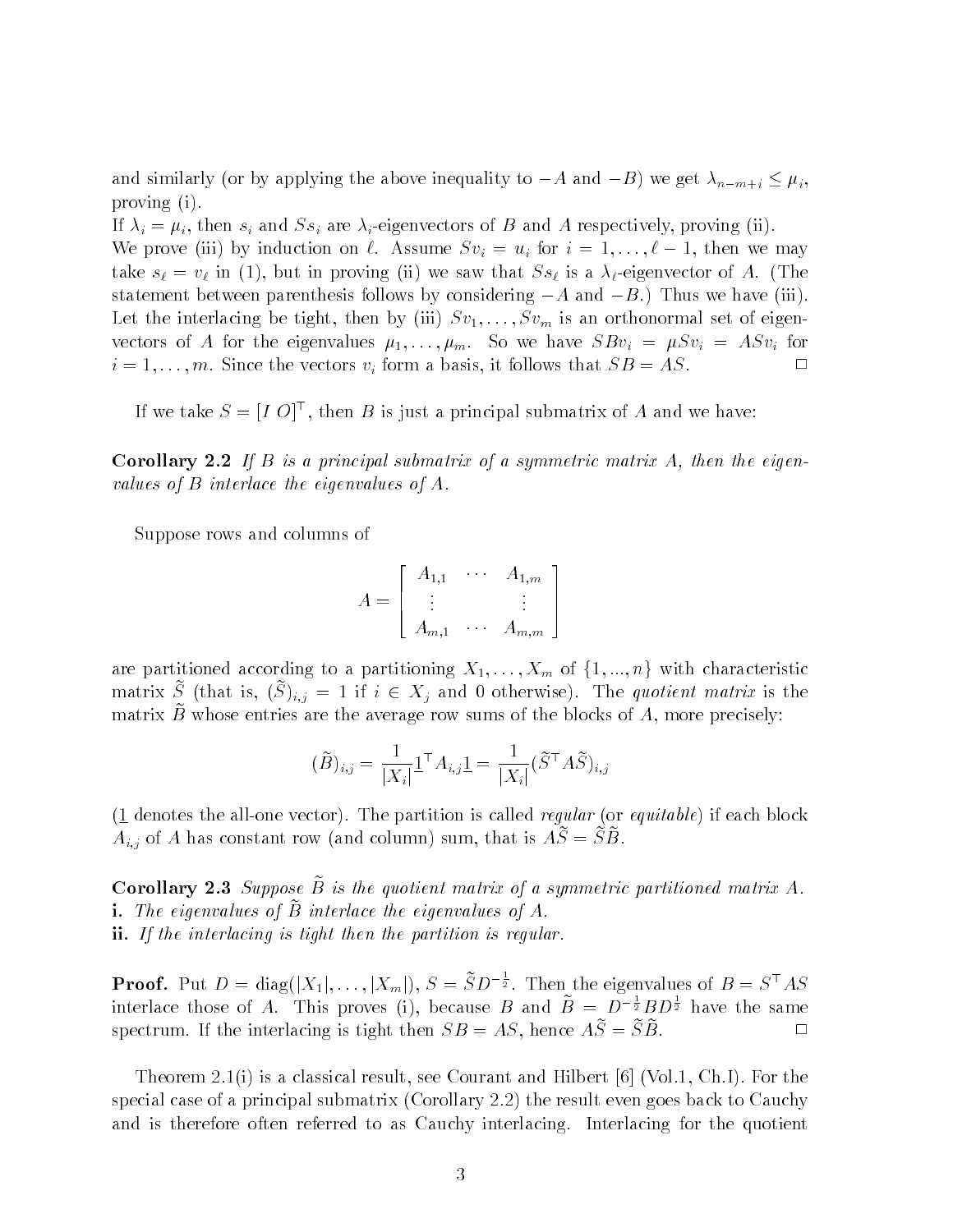and similarly (or by applying the above inequality to $-A$ and $-B$) we get $\lambda_{n-m+i} \leq \mu_i$, proving (i).

If $\lambda_i = \mu_i$, then $s_i$ and $Ss_i$ are $\lambda_i$-eigenvectors of $B$ and $A$ respectively, proving (ii).

We prove (iii) by induction on $\ell$. Assume $Sv_i = u_i$ for $i = 1, \ldots, \ell - 1$, then we may take $s_\ell = v_\ell$ in (1), but in proving (ii) we saw that $Ss_\ell$ is a $\lambda_\ell$-eigenvector of $A$. (The statement between parenthesis follows by considering $-A$ and $-B$.) Thus we have (iii).

Let the interlacing be tight, then by (iii) $Sv_1, \ldots, Sv_m$ is an orthonormal set of eigenvectors of $A$ for the eigenvalues $\mu_1, \ldots, \mu_m$. So we have $SBv_i = \mu Sv_i = ASv_i$ for $i = 1, \ldots, m$. Since the vectors $v_i$ form a basis, it follows that $SB = AS$. □

If we take $S = [I\ O]^\top$, then $B$ is just a principal submatrix of $A$ and we have:

**Corollary 2.2** *If $B$ is a principal submatrix of a symmetric matrix $A$, then the eigenvalues of $B$ interlace the eigenvalues of $A$.*

Suppose rows and columns of

$$A = \begin{bmatrix} A_{1,1} & \cdots & A_{1,m} \\ \vdots & & \vdots \\ A_{m,1} & \cdots & A_{m,m} \end{bmatrix}$$

are partitioned according to a partitioning $X_1, \ldots, X_m$ of $\{1, ..., n\}$ with characteristic matrix $\tilde{S}$ (that is, $(\tilde{S})_{i,j} = 1$ if $i \in X_j$ and 0 otherwise). The *quotient matrix* is the matrix $\tilde{B}$ whose entries are the average row sums of the blocks of $A$, more precisely:

$$(\tilde{B})_{i,j} = \frac{1}{|X_i|} \underline{1}^\top A_{i,j} \underline{1} = \frac{1}{|X_i|} (\tilde{S}^\top A \tilde{S})_{i,j}$$

($\underline{1}$ denotes the all-one vector). The partition is called *regular* (or *equitable*) if each block $A_{i,j}$ of $A$ has constant row (and column) sum, that is $A\tilde{S} = \tilde{S}\tilde{B}$.

**Corollary 2.3** *Suppose $\tilde{B}$ is the quotient matrix of a symmetric partitioned matrix $A$.*
**i.** *The eigenvalues of $\tilde{B}$ interlace the eigenvalues of $A$.*
**ii.** *If the interlacing is tight then the partition is regular.*

**Proof.** Put $D = \text{diag}(|X_1|, \ldots, |X_m|)$, $S = \tilde{S} D^{-\frac{1}{2}}$. Then the eigenvalues of $B = S^\top A S$ interlace those of $A$. This proves (i), because $B$ and $\tilde{B} = D^{-\frac{1}{2}} B D^{\frac{1}{2}}$ have the same spectrum. If the interlacing is tight then $SB = AS$, hence $A\tilde{S} = \tilde{S}\tilde{B}$. □

Theorem 2.1(i) is a classical result, see Courant and Hilbert [6] (Vol.1, Ch.I). For the special case of a principal submatrix (Corollary 2.2) the result even goes back to Cauchy and is therefore often referred to as Cauchy interlacing. Interlacing for the quotient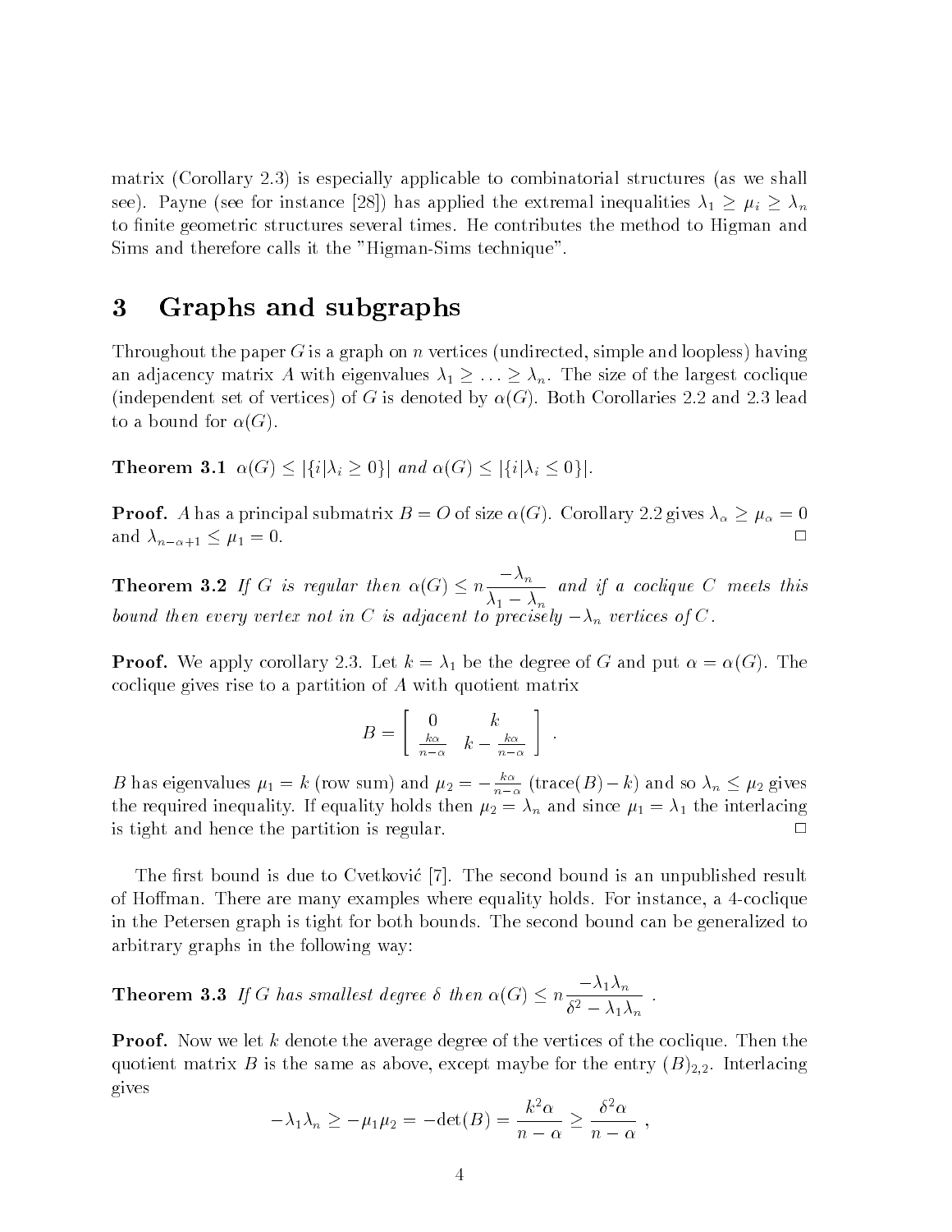matrix (Corollary 2.3) is especially applicable to combinatorial structures (as we shall see). Payne (see for instance [28]) has applied the extremal inequalities $\lambda_1 \geq \mu_i \geq \lambda_n$ to finite geometric structures several times. He contributes the method to Higman and Sims and therefore calls it the "Higman-Sims technique".

# 3 Graphs and subgraphs

Throughout the paper $G$ is a graph on $n$ vertices (undirected, simple and loopless) having an adjacency matrix $A$ with eigenvalues $\lambda_1 \geq \ldots \geq \lambda_n$. The size of the largest coclique (independent set of vertices) of $G$ is denoted by $\alpha(G)$. Both Corollaries 2.2 and 2.3 lead to a bound for $\alpha(G)$.

**Theorem 3.1** *$\alpha(G) \leq |\{i|\lambda_i \geq 0\}|$ and $\alpha(G) \leq |\{i|\lambda_i \leq 0\}|$.*

**Proof.** $A$ has a principal submatrix $B = O$ of size $\alpha(G)$. Corollary 2.2 gives $\lambda_\alpha \geq \mu_\alpha = 0$ and $\lambda_{n-\alpha+1} \leq \mu_1 = 0$. □

**Theorem 3.2** *If $G$ is regular then $\alpha(G) \leq n \dfrac{-\lambda_n}{\lambda_1 - \lambda_n}$ and if a coclique $C$ meets this bound then every vertex not in $C$ is adjacent to precisely $-\lambda_n$ vertices of $C$.*

**Proof.** We apply corollary 2.3. Let $k = \lambda_1$ be the degree of $G$ and put $\alpha = \alpha(G)$. The coclique gives rise to a partition of $A$ with quotient matrix

$$B = \begin{bmatrix} 0 & k \\ \frac{k\alpha}{n-\alpha} & k - \frac{k\alpha}{n-\alpha} \end{bmatrix} .$$

$B$ has eigenvalues $\mu_1 = k$ (row sum) and $\mu_2 = -\frac{k\alpha}{n-\alpha}$ (trace$(B) - k$) and so $\lambda_n \leq \mu_2$ gives the required inequality. If equality holds then $\mu_2 = \lambda_n$ and since $\mu_1 = \lambda_1$ the interlacing is tight and hence the partition is regular. □

The first bound is due to Cvetković [7]. The second bound is an unpublished result of Hoffman. There are many examples where equality holds. For instance, a 4-coclique in the Petersen graph is tight for both bounds. The second bound can be generalized to arbitrary graphs in the following way:

**Theorem 3.3** *If $G$ has smallest degree $\delta$ then $\alpha(G) \leq n \dfrac{-\lambda_1 \lambda_n}{\delta^2 - \lambda_1 \lambda_n}$ .*

**Proof.** Now we let $k$ denote the average degree of the vertices of the coclique. Then the quotient matrix $B$ is the same as above, except maybe for the entry $(B)_{2,2}$. Interlacing gives

$$-\lambda_1 \lambda_n \geq -\mu_1 \mu_2 = -\det(B) = \frac{k^2 \alpha}{n - \alpha} \geq \frac{\delta^2 \alpha}{n - \alpha} ,$$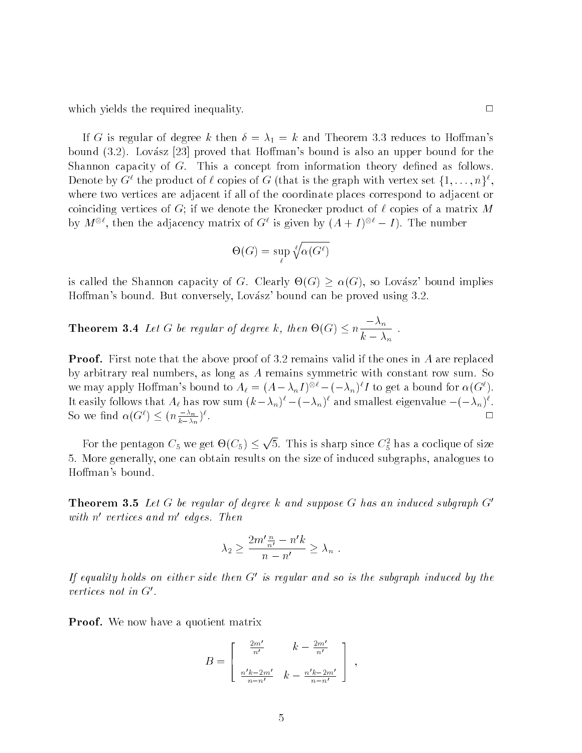which yields the required inequality. □

If $G$ is regular of degree $k$ then $\delta = \lambda_1 = k$ and Theorem 3.3 reduces to Hoffman's bound (3.2). Lovász [23] proved that Hoffman's bound is also an upper bound for the Shannon capacity of $G$. This a concept from information theory defined as follows. Denote by $G^\ell$ the product of $\ell$ copies of $G$ (that is the graph with vertex set $\{1, \ldots, n\}^\ell$, where two vertices are adjacent if all of the coordinate places correspond to adjacent or coinciding vertices of $G$; if we denote the Kronecker product of $\ell$ copies of a matrix $M$ by $M^{\otimes \ell}$, then the adjacency matrix of $G^\ell$ is given by $(A + I)^{\otimes \ell} - I$). The number

$$\Theta(G) = \sup_{\ell} \sqrt[\ell]{\alpha(G^\ell)}$$

is called the Shannon capacity of $G$. Clearly $\Theta(G) \geq \alpha(G)$, so Lovász' bound implies Hoffman's bound. But conversely, Lovász' bound can be proved using 3.2.

**Theorem 3.4** *Let $G$ be regular of degree $k$, then* $\Theta(G) \leq n \dfrac{-\lambda_n}{k - \lambda_n}$ .

**Proof.** First note that the above proof of 3.2 remains valid if the ones in $A$ are replaced by arbitrary real numbers, as long as $A$ remains symmetric with constant row sum. So we may apply Hoffman's bound to $A_\ell = (A - \lambda_n I)^{\otimes \ell} - (-\lambda_n)^\ell I$ to get a bound for $\alpha(G^\ell)$. It easily follows that $A_\ell$ has row sum $(k - \lambda_n)^\ell - (-\lambda_n)^\ell$ and smallest eigenvalue $-(-\lambda_n)^\ell$. So we find $\alpha(G^\ell) \leq (n \frac{-\lambda_n}{k - \lambda_n})^\ell$. □

For the pentagon $C_5$ we get $\Theta(C_5) \leq \sqrt{5}$. This is sharp since $C_5^2$ has a coclique of size 5. More generally, one can obtain results on the size of induced subgraphs, analogues to Hoffman's bound.

**Theorem 3.5** *Let $G$ be regular of degree $k$ and suppose $G$ has an induced subgraph $G'$ with $n'$ vertices and $m'$ edges. Then*

$$\lambda_2 \geq \frac{2m' \frac{n}{n'} - n'k}{n - n'} \geq \lambda_n \ .$$

*If equality holds on either side then $G'$ is regular and so is the subgraph induced by the vertices not in $G'$.*

**Proof.** We now have a quotient matrix

$$B = \begin{bmatrix} \frac{2m'}{n'} & k - \frac{2m'}{n'} \\ \\ \frac{n'k - 2m'}{n - n'} & k - \frac{n'k - 2m'}{n - n'} \end{bmatrix} ,$$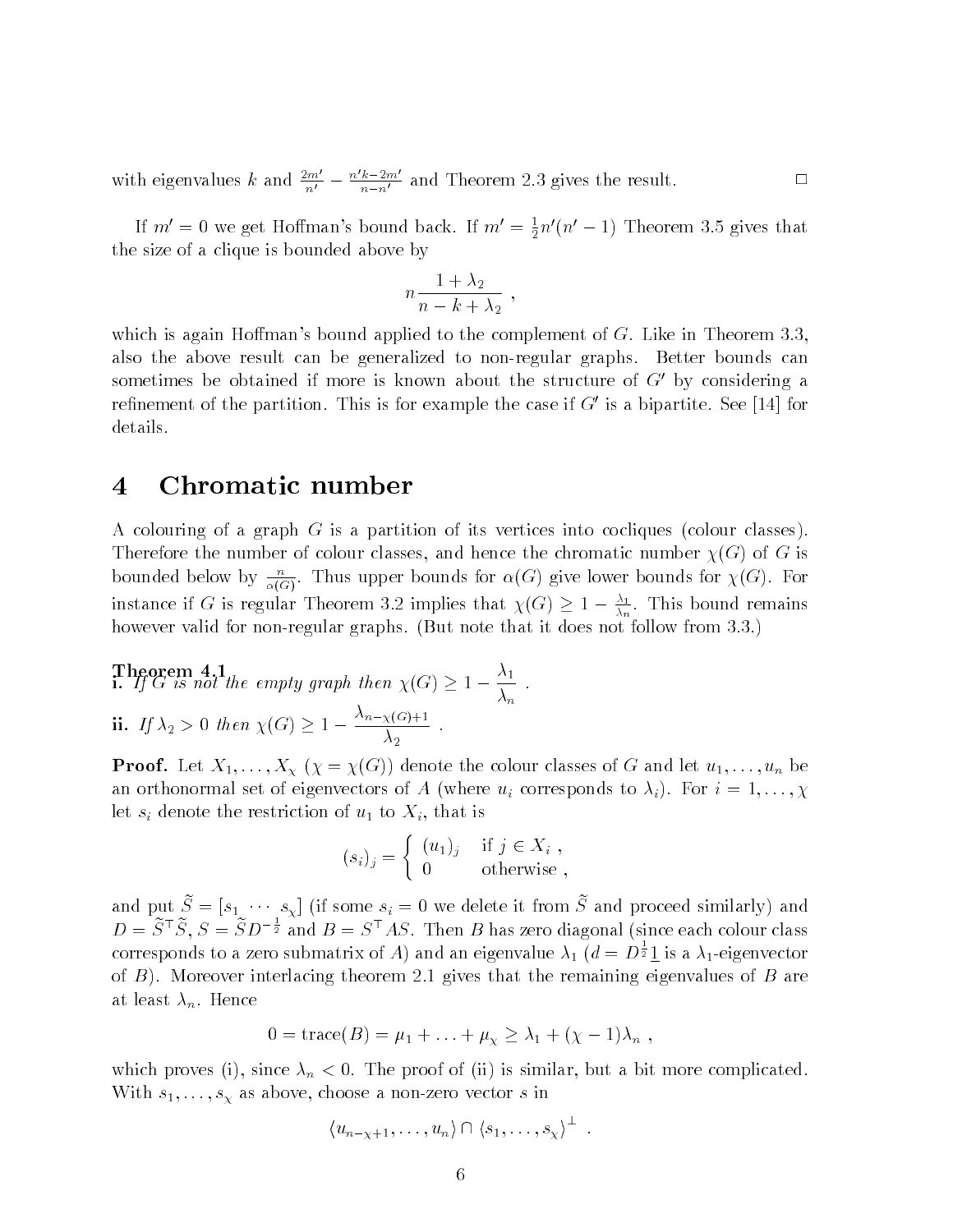with eigenvalues $k$ and $\frac{2m'}{n'} - \frac{n'k-2m'}{n-n'}$ and Theorem 2.3 gives the result. $\square$

If $m' = 0$ we get Hoffman's bound back. If $m' = \frac{1}{2}n'(n'-1)$ Theorem 3.5 gives that the size of a clique is bounded above by

$$n\frac{1+\lambda_2}{n-k+\lambda_2} \ ,$$

which is again Hoffman's bound applied to the complement of $G$. Like in Theorem 3.3, also the above result can be generalized to non-regular graphs. Better bounds can sometimes be obtained if more is known about the structure of $G'$ by considering a refinement of the partition. This is for example the case if $G'$ is a bipartite. See [14] for details.

# 4 Chromatic number

A colouring of a graph $G$ is a partition of its vertices into cocliques (colour classes). Therefore the number of colour classes, and hence the chromatic number $\chi(G)$ of $G$ is bounded below by $\frac{n}{\alpha(G)}$. Thus upper bounds for $\alpha(G)$ give lower bounds for $\chi(G)$. For instance if $G$ is regular Theorem 3.2 implies that $\chi(G) \geq 1 - \frac{\lambda_1}{\lambda_n}$. This bound remains however valid for non-regular graphs. (But note that it does not follow from 3.3.)

**Theorem 4.1**
**i.** *If $G$ is not the empty graph then* $\chi(G) \geq 1 - \dfrac{\lambda_1}{\lambda_n}$ .

**ii.** *If $\lambda_2 > 0$ then* $\chi(G) \geq 1 - \dfrac{\lambda_{n-\chi(G)+1}}{\lambda_2}$ .

**Proof.** Let $X_1, \ldots, X_\chi$ ($\chi = \chi(G)$) denote the colour classes of $G$ and let $u_1, \ldots, u_n$ be an orthonormal set of eigenvectors of $A$ (where $u_i$ corresponds to $\lambda_i$). For $i = 1, \ldots, \chi$ let $s_i$ denote the restriction of $u_1$ to $X_i$, that is

$$(s_i)_j = \begin{cases} (u_1)_j & \text{if } j \in X_i \ , \\ 0 & \text{otherwise} \ , \end{cases}$$

and put $\widetilde{S} = [s_1 \ \cdots \ s_\chi]$ (if some $s_i = 0$ we delete it from $\widetilde{S}$ and proceed similarly) and $D = \widetilde{S}^\top \widetilde{S}$, $S = \widetilde{S}D^{-\frac{1}{2}}$ and $B = S^\top AS$. Then $B$ has zero diagonal (since each colour class corresponds to a zero submatrix of $A$) and an eigenvalue $\lambda_1$ ($d = D^{\frac{1}{2}}\underline{1}$ is a $\lambda_1$-eigenvector of $B$). Moreover interlacing theorem 2.1 gives that the remaining eigenvalues of $B$ are at least $\lambda_n$. Hence

$$0 = \text{trace}(B) = \mu_1 + \ldots + \mu_\chi \geq \lambda_1 + (\chi - 1)\lambda_n \ ,$$

which proves (i), since $\lambda_n < 0$. The proof of (ii) is similar, but a bit more complicated. With $s_1, \ldots, s_\chi$ as above, choose a non-zero vector $s$ in

$$\langle u_{n-\chi+1}, \ldots, u_n \rangle \cap \langle s_1, \ldots, s_\chi \rangle^\perp \ .$$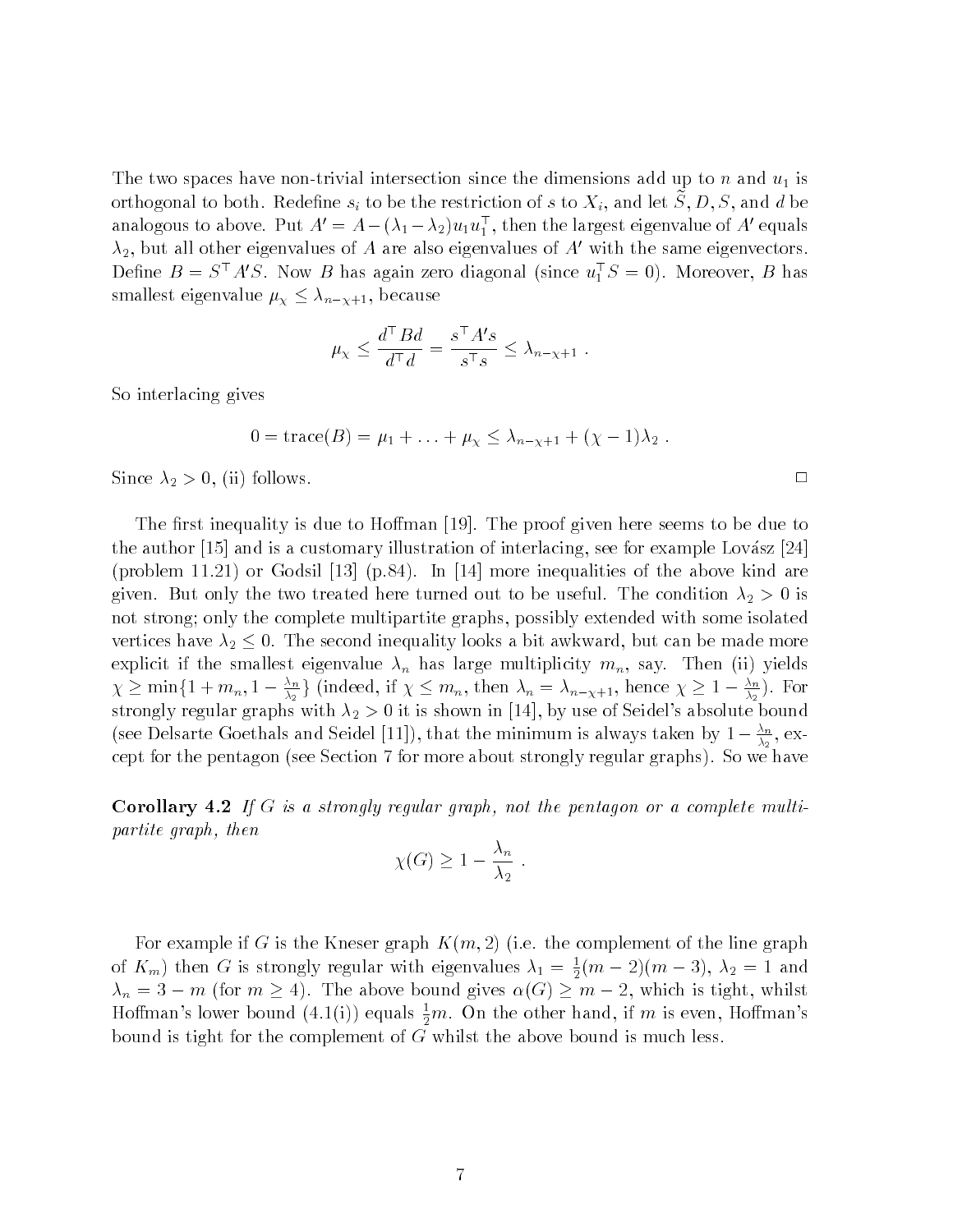The two spaces have non-trivial intersection since the dimensions add up to $n$ and $u_1$ is orthogonal to both. Redefine $s_i$ to be the restriction of $s$ to $X_i$, and let $\tilde{S}, D, S$, and $d$ be analogous to above. Put $A' = A - (\lambda_1 - \lambda_2)u_1 u_1^\top$, then the largest eigenvalue of $A'$ equals $\lambda_2$, but all other eigenvalues of $A$ are also eigenvalues of $A'$ with the same eigenvectors. Define $B = S^\top A' S$. Now $B$ has again zero diagonal (since $u_1^\top S = 0$). Moreover, $B$ has smallest eigenvalue $\mu_\chi \leq \lambda_{n-\chi+1}$, because

$$\mu_\chi \leq \frac{d^\top B d}{d^\top d} = \frac{s^\top A' s}{s^\top s} \leq \lambda_{n-\chi+1} \ .$$

So interlacing gives

$$0 = \text{trace}(B) = \mu_1 + \ldots + \mu_\chi \leq \lambda_{n-\chi+1} + (\chi - 1)\lambda_2 \ .$$

Since $\lambda_2 > 0$, (ii) follows. □

The first inequality is due to Hoffman [19]. The proof given here seems to be due to the author [15] and is a customary illustration of interlacing, see for example Lovász [24] (problem 11.21) or Godsil [13] (p.84). In [14] more inequalities of the above kind are given. But only the two treated here turned out to be useful. The condition $\lambda_2 > 0$ is not strong; only the complete multipartite graphs, possibly extended with some isolated vertices have $\lambda_2 \leq 0$. The second inequality looks a bit awkward, but can be made more explicit if the smallest eigenvalue $\lambda_n$ has large multiplicity $m_n$, say. Then (ii) yields $\chi \geq \min\{1 + m_n, 1 - \frac{\lambda_n}{\lambda_2}\}$ (indeed, if $\chi \leq m_n$, then $\lambda_n = \lambda_{n-\chi+1}$, hence $\chi \geq 1 - \frac{\lambda_n}{\lambda_2}$). For strongly regular graphs with $\lambda_2 > 0$ it is shown in [14], by use of Seidel's absolute bound (see Delsarte Goethals and Seidel [11]), that the minimum is always taken by $1 - \frac{\lambda_n}{\lambda_2}$, except for the pentagon (see Section 7 for more about strongly regular graphs). So we have

**Corollary 4.2** *If $G$ is a strongly regular graph, not the pentagon or a complete multipartite graph, then*

$$\chi(G) \geq 1 - \frac{\lambda_n}{\lambda_2} \ .$$

For example if $G$ is the Kneser graph $K(m, 2)$ (i.e. the complement of the line graph of $K_m$) then $G$ is strongly regular with eigenvalues $\lambda_1 = \frac{1}{2}(m-2)(m-3)$, $\lambda_2 = 1$ and $\lambda_n = 3 - m$ (for $m \geq 4$). The above bound gives $\alpha(G) \geq m - 2$, which is tight, whilst Hoffman's lower bound (4.1(i)) equals $\frac{1}{2}m$. On the other hand, if $m$ is even, Hoffman's bound is tight for the complement of $G$ whilst the above bound is much less.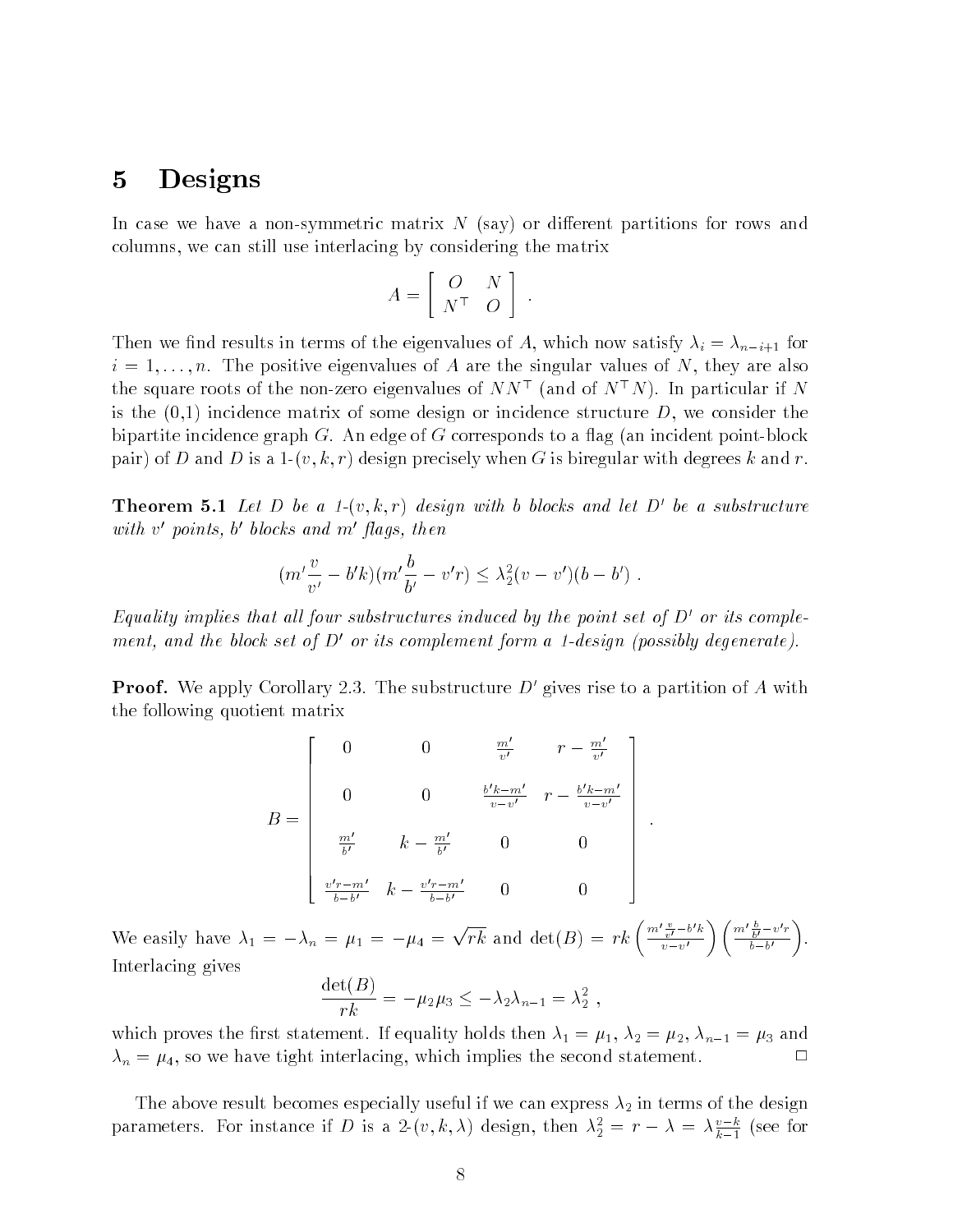# 5 Designs

In case we have a non-symmetric matrix $N$ (say) or different partitions for rows and columns, we can still use interlacing by considering the matrix

$$A = \begin{bmatrix} O & N \\ N^\top & O \end{bmatrix} .$$

Then we find results in terms of the eigenvalues of $A$, which now satisfy $\lambda_i = \lambda_{n-i+1}$ for $i = 1, \ldots, n$. The positive eigenvalues of $A$ are the singular values of $N$, they are also the square roots of the non-zero eigenvalues of $NN^\top$ (and of $N^\top N$). In particular if $N$ is the (0,1) incidence matrix of some design or incidence structure $D$, we consider the bipartite incidence graph $G$. An edge of $G$ corresponds to a flag (an incident point-block pair) of $D$ and $D$ is a 1-$(v, k, r)$ design precisely when $G$ is biregular with degrees $k$ and $r$.

**Theorem 5.1** *Let $D$ be a 1-$(v, k, r)$ design with $b$ blocks and let $D'$ be a substructure with $v'$ points, $b'$ blocks and $m'$ flags, then*

$$(m'\frac{v}{v'} - b'k)(m'\frac{b}{b'} - v'r) \leq \lambda_2^2(v - v')(b - b') .$$

*Equality implies that all four substructures induced by the point set of $D'$ or its complement, and the block set of $D'$ or its complement form a 1-design (possibly degenerate).*

**Proof.** We apply Corollary 2.3. The substructure $D'$ gives rise to a partition of $A$ with the following quotient matrix

$$B = \begin{bmatrix} 0 & 0 & \frac{m'}{v'} & r - \frac{m'}{v'} \\ 0 & 0 & \frac{b'k-m'}{v-v'} & r - \frac{b'k-m'}{v-v'} \\ \frac{m'}{b'} & k - \frac{m'}{b'} & 0 & 0 \\ \frac{v'r-m'}{b-b'} & k - \frac{v'r-m'}{b-b'} & 0 & 0 \end{bmatrix} .$$

We easily have $\lambda_1 = -\lambda_n = \mu_1 = -\mu_4 = \sqrt{rk}$ and $\det(B) = rk\left(\frac{m'\frac{v}{v'}-b'k}{v-v'}\right)\left(\frac{m'\frac{b}{b'}-v'r}{b-b'}\right)$. Interlacing gives

$$\frac{\det(B)}{rk} = -\mu_2\mu_3 \leq -\lambda_2\lambda_{n-1} = \lambda_2^2 ,$$

which proves the first statement. If equality holds then $\lambda_1 = \mu_1$, $\lambda_2 = \mu_2$, $\lambda_{n-1} = \mu_3$ and $\lambda_n = \mu_4$, so we have tight interlacing, which implies the second statement. □

The above result becomes especially useful if we can express $\lambda_2$ in terms of the design parameters. For instance if $D$ is a 2-$(v, k, \lambda)$ design, then $\lambda_2^2 = r - \lambda = \lambda\frac{v-k}{k-1}$ (see for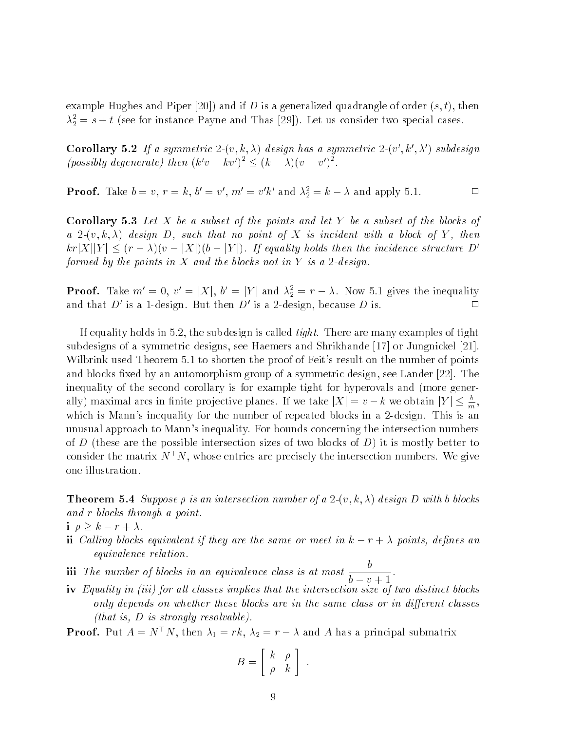example Hughes and Piper [20]) and if $D$ is a generalized quadrangle of order $(s,t)$, then $\lambda_2^2 = s+t$ (see for instance Payne and Thas [29]). Let us consider two special cases.

**Corollary 5.2** *If a symmetric 2-$(v,k,\lambda)$ design has a symmetric 2-$(v',k',\lambda')$ subdesign (possibly degenerate) then $(k'v-kv')^2 \le (k-\lambda)(v-v')^2$.*

**Proof.** Take $b=v$, $r=k$, $b'=v'$, $m'=v'k'$ and $\lambda_2^2 = k-\lambda$ and apply 5.1. □

**Corollary 5.3** *Let $X$ be a subset of the points and let $Y$ be a subset of the blocks of a 2-$(v,k,\lambda)$ design $D$, such that no point of $X$ is incident with a block of $Y$, then $kr|X||Y| \le (r-\lambda)(v-|X|)(b-|Y|)$. If equality holds then the incidence structure $D'$ formed by the points in $X$ and the blocks not in $Y$ is a 2-design.*

**Proof.** Take $m'=0$, $v'=|X|$, $b'=|Y|$ and $\lambda_2^2 = r-\lambda$. Now 5.1 gives the inequality and that $D'$ is a 1-design. But then $D'$ is a 2-design, because $D$ is. □

If equality holds in 5.2, the subdesign is called *tight*. There are many examples of tight subdesigns of a symmetric designs, see Haemers and Shrikhande [17] or Jungnickel [21]. Wilbrink used Theorem 5.1 to shorten the proof of Feit's result on the number of points and blocks fixed by an automorphism group of a symmetric design, see Lander [22]. The inequality of the second corollary is for example tight for hyperovals and (more generally) maximal arcs in finite projective planes. If we take $|X| = v-k$ we obtain $|Y| \le \frac{b}{m}$, which is Mann's inequality for the number of repeated blocks in a 2-design. This is an unusual approach to Mann's inequality. For bounds concerning the intersection numbers of $D$ (these are the possible intersection sizes of two blocks of $D$) it is mostly better to consider the matrix $N^\top N$, whose entries are precisely the intersection numbers. We give one illustration.

**Theorem 5.4** *Suppose $\rho$ is an intersection number of a 2-$(v,k,\lambda)$ design $D$ with $b$ blocks and $r$ blocks through a point.*

**i** $\rho \ge k-r+\lambda$.

**ii** *Calling blocks equivalent if they are the same or meet in $k-r+\lambda$ points, defines an equivalence relation.*

**iii** *The number of blocks in an equivalence class is at most $\dfrac{b}{b-v+1}$.*

**iv** *Equality in (iii) for all classes implies that the intersection size of two distinct blocks only depends on whether these blocks are in the same class or in different classes (that is, $D$ is strongly resolvable).*

**Proof.** Put $A = N^\top N$, then $\lambda_1 = rk$, $\lambda_2 = r-\lambda$ and $A$ has a principal submatrix

$$B = \begin{bmatrix} k & \rho \\ \rho & k \end{bmatrix} .$$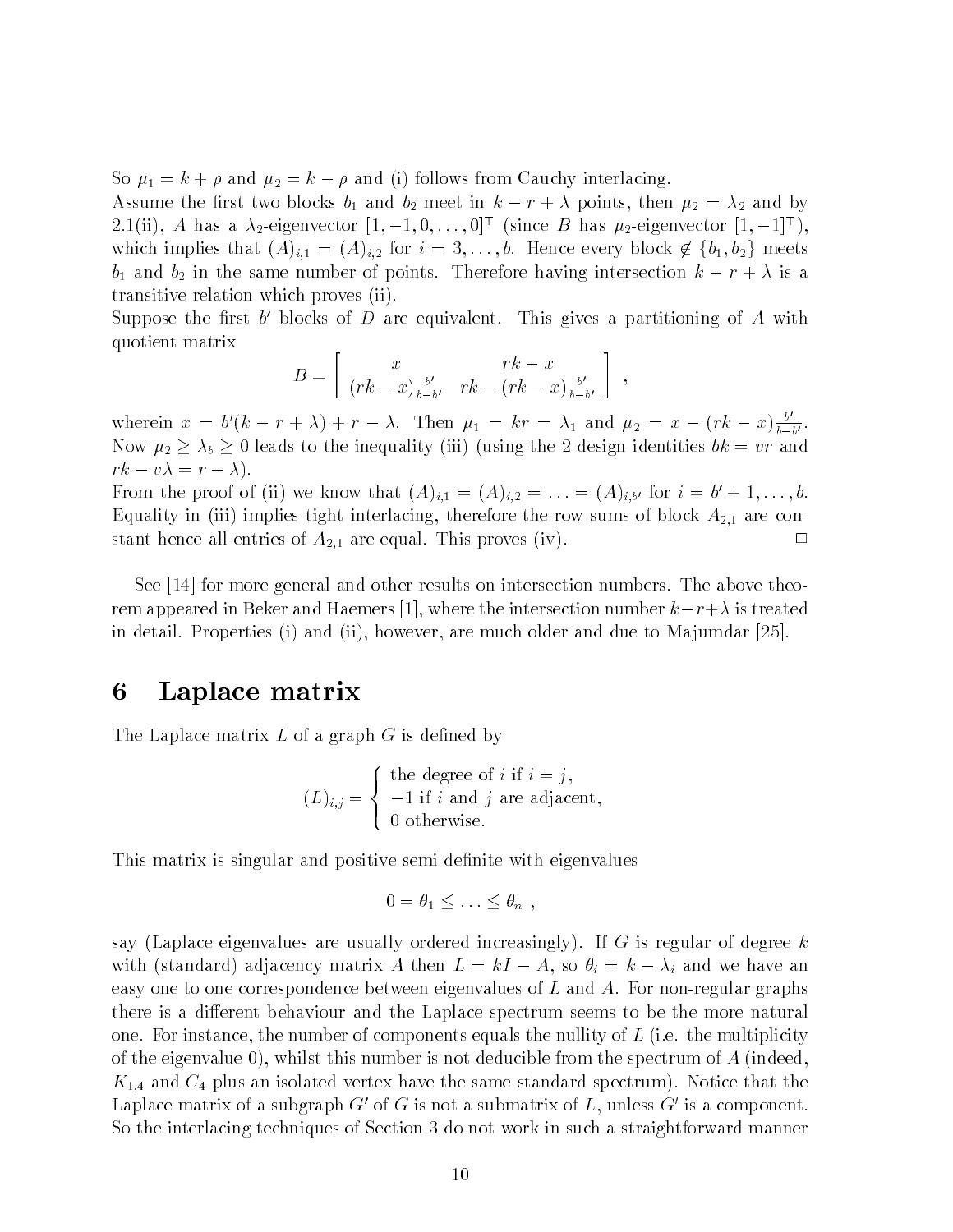So $\mu_1 = k + \rho$ and $\mu_2 = k - \rho$ and (i) follows from Cauchy interlacing.
Assume the first two blocks $b_1$ and $b_2$ meet in $k - r + \lambda$ points, then $\mu_2 = \lambda_2$ and by 2.1(ii), $A$ has a $\lambda_2$-eigenvector $[1, -1, 0, \ldots, 0]^\top$ (since $B$ has $\mu_2$-eigenvector $[1, -1]^\top$), which implies that $(A)_{i,1} = (A)_{i,2}$ for $i = 3, \ldots, b$. Hence every block $\notin \{b_1, b_2\}$ meets $b_1$ and $b_2$ in the same number of points. Therefore having intersection $k - r + \lambda$ is a transitive relation which proves (ii).
Suppose the first $b'$ blocks of $D$ are equivalent. This gives a partitioning of $A$ with quotient matrix

$$B = \begin{bmatrix} x & rk - x \\ (rk - x)\frac{b'}{b-b'} & rk - (rk - x)\frac{b'}{b-b'} \end{bmatrix} ,$$

wherein $x = b'(k - r + \lambda) + r - \lambda$. Then $\mu_1 = kr = \lambda_1$ and $\mu_2 = x - (rk - x)\frac{b'}{b-b'}$. Now $\mu_2 \geq \lambda_b \geq 0$ leads to the inequality (iii) (using the 2-design identities $bk = vr$ and $rk - v\lambda = r - \lambda$).
From the proof of (ii) we know that $(A)_{i,1} = (A)_{i,2} = \ldots = (A)_{i,b'}$ for $i = b' + 1, \ldots, b$. Equality in (iii) implies tight interlacing, therefore the row sums of block $A_{2,1}$ are constant hence all entries of $A_{2,1}$ are equal. This proves (iv). □

See [14] for more general and other results on intersection numbers. The above theorem appeared in Beker and Haemers [1], where the intersection number $k-r+\lambda$ is treated in detail. Properties (i) and (ii), however, are much older and due to Majumdar [25].

# 6 Laplace matrix

The Laplace matrix $L$ of a graph $G$ is defined by

$$(L)_{i,j} = \begin{cases} \text{the degree of } i \text{ if } i = j, \\ -1 \text{ if } i \text{ and } j \text{ are adjacent}, \\ 0 \text{ otherwise.} \end{cases}$$

This matrix is singular and positive semi-definite with eigenvalues

$$0 = \theta_1 \leq \ldots \leq \theta_n ,$$

say (Laplace eigenvalues are usually ordered increasingly). If $G$ is regular of degree $k$ with (standard) adjacency matrix $A$ then $L = kI - A$, so $\theta_i = k - \lambda_i$ and we have an easy one to one correspondence between eigenvalues of $L$ and $A$. For non-regular graphs there is a different behaviour and the Laplace spectrum seems to be the more natural one. For instance, the number of components equals the nullity of $L$ (i.e. the multiplicity of the eigenvalue 0), whilst this number is not deducible from the spectrum of $A$ (indeed, $K_{1,4}$ and $C_4$ plus an isolated vertex have the same standard spectrum). Notice that the Laplace matrix of a subgraph $G'$ of $G$ is not a submatrix of $L$, unless $G'$ is a component. So the interlacing techniques of Section 3 do not work in such a straightforward manner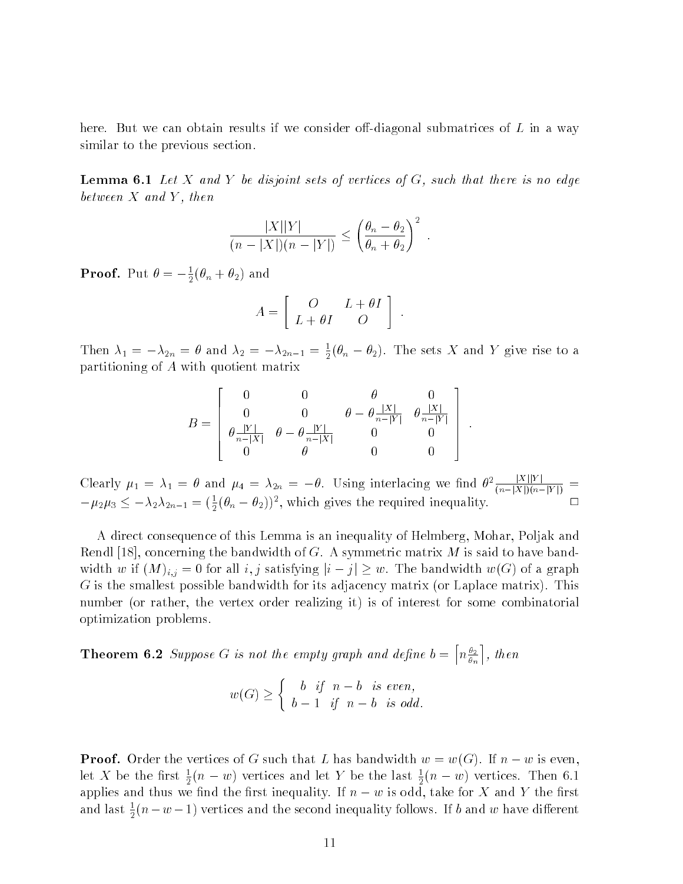here. But we can obtain results if we consider off-diagonal submatrices of $L$ in a way similar to the previous section.

**Lemma 6.1** *Let $X$ and $Y$ be disjoint sets of vertices of $G$, such that there is no edge between $X$ and $Y$, then*

$$\frac{|X||Y|}{(n-|X|)(n-|Y|)} \leq \left(\frac{\theta_n - \theta_2}{\theta_n + \theta_2}\right)^2 .$$

**Proof.** Put $\theta = -\frac{1}{2}(\theta_n + \theta_2)$ and

$$A = \begin{bmatrix} O & L + \theta I \\ L + \theta I & O \end{bmatrix} .$$

Then $\lambda_1 = -\lambda_{2n} = \theta$ and $\lambda_2 = -\lambda_{2n-1} = \frac{1}{2}(\theta_n - \theta_2)$. The sets $X$ and $Y$ give rise to a partitioning of $A$ with quotient matrix

$$B = \begin{bmatrix} 0 & 0 & \theta & 0 \\ 0 & 0 & \theta - \theta\frac{|X|}{n-|Y|} & \theta\frac{|X|}{n-|Y|} \\ \theta\frac{|Y|}{n-|X|} & \theta - \theta\frac{|Y|}{n-|X|} & 0 & 0 \\ 0 & \theta & 0 & 0 \end{bmatrix} .$$

Clearly $\mu_1 = \lambda_1 = \theta$ and $\mu_4 = \lambda_{2n} = -\theta$. Using interlacing we find $\theta^2\frac{|X||Y|}{(n-|X|)(n-|Y|)} = -\mu_2\mu_3 \leq -\lambda_2\lambda_{2n-1} = (\frac{1}{2}(\theta_n - \theta_2))^2$, which gives the required inequality. □

A direct consequence of this Lemma is an inequality of Helmberg, Mohar, Poljak and Rendl [18], concerning the bandwidth of $G$. A symmetric matrix $M$ is said to have bandwidth $w$ if $(M)_{i,j} = 0$ for all $i, j$ satisfying $|i - j| \geq w$. The bandwidth $w(G)$ of a graph $G$ is the smallest possible bandwidth for its adjacency matrix (or Laplace matrix). This number (or rather, the vertex order realizing it) is of interest for some combinatorial optimization problems.

**Theorem 6.2** *Suppose $G$ is not the empty graph and define $b = \left\lceil n\frac{\theta_2}{\theta_n}\right\rceil$, then*

$$w(G) \geq \begin{cases} b & \text{if } \ n - b \ \text{ is even,} \\ b - 1 & \text{if } \ n - b \ \text{ is odd.} \end{cases}$$

**Proof.** Order the vertices of $G$ such that $L$ has bandwidth $w = w(G)$. If $n - w$ is even, let $X$ be the first $\frac{1}{2}(n - w)$ vertices and let $Y$ be the last $\frac{1}{2}(n - w)$ vertices. Then 6.1 applies and thus we find the first inequality. If $n - w$ is odd, take for $X$ and $Y$ the first and last $\frac{1}{2}(n - w - 1)$ vertices and the second inequality follows. If $b$ and $w$ have different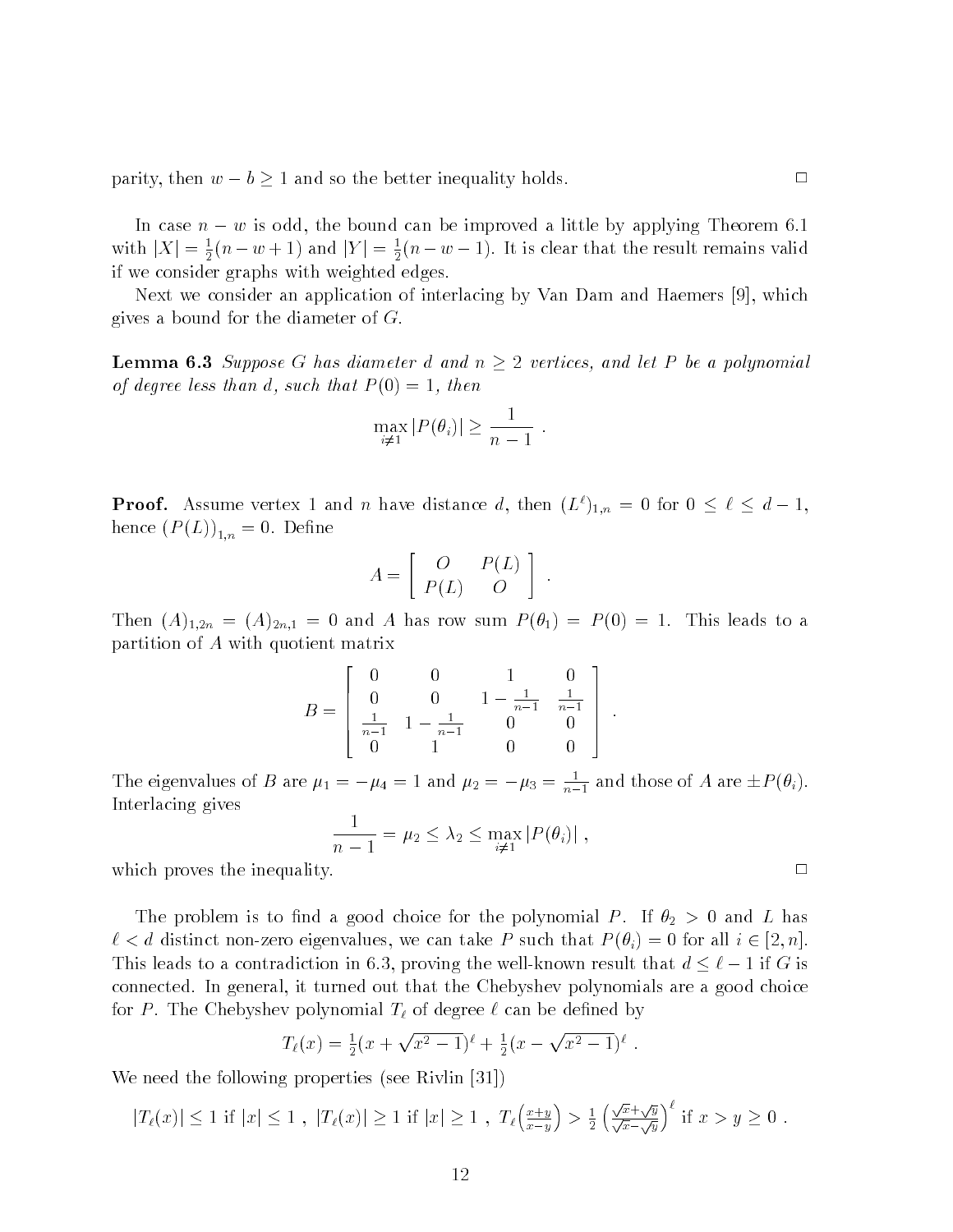parity, then $w - b \geq 1$ and so the better inequality holds. $\square$

In case $n - w$ is odd, the bound can be improved a little by applying Theorem 6.1 with $|X| = \frac{1}{2}(n - w + 1)$ and $|Y| = \frac{1}{2}(n - w - 1)$. It is clear that the result remains valid if we consider graphs with weighted edges.

Next we consider an application of interlacing by Van Dam and Haemers [9], which gives a bound for the diameter of $G$.

**Lemma 6.3** *Suppose $G$ has diameter $d$ and $n \geq 2$ vertices, and let $P$ be a polynomial of degree less than $d$, such that $P(0) = 1$, then*

$$\max_{i \neq 1} |P(\theta_i)| \geq \frac{1}{n-1} \ .$$

**Proof.** Assume vertex 1 and $n$ have distance $d$, then $(L^\ell)_{1,n} = 0$ for $0 \leq \ell \leq d-1$, hence $(P(L))_{1,n} = 0$. Define

$$A = \begin{bmatrix} O & P(L) \\ P(L) & O \end{bmatrix} \ .$$

Then $(A)_{1,2n} = (A)_{2n,1} = 0$ and $A$ has row sum $P(\theta_1) = P(0) = 1$. This leads to a partition of $A$ with quotient matrix

$$B = \begin{bmatrix} 0 & 0 & 1 & 0 \\ 0 & 0 & 1 - \frac{1}{n-1} & \frac{1}{n-1} \\ \frac{1}{n-1} & 1 - \frac{1}{n-1} & 0 & 0 \\ 0 & 1 & 0 & 0 \end{bmatrix} \ .$$

The eigenvalues of $B$ are $\mu_1 = -\mu_4 = 1$ and $\mu_2 = -\mu_3 = \frac{1}{n-1}$ and those of $A$ are $\pm P(\theta_i)$. Interlacing gives

$$\frac{1}{n-1} = \mu_2 \leq \lambda_2 \leq \max_{i \neq 1} |P(\theta_i)| \ ,$$

which proves the inequality. $\square$

The problem is to find a good choice for the polynomial $P$. If $\theta_2 > 0$ and $L$ has $\ell < d$ distinct non-zero eigenvalues, we can take $P$ such that $P(\theta_i) = 0$ for all $i \in [2, n]$. This leads to a contradiction in 6.3, proving the well-known result that $d \leq \ell - 1$ if $G$ is connected. In general, it turned out that the Chebyshev polynomials are a good choice for $P$. The Chebyshev polynomial $T_\ell$ of degree $\ell$ can be defined by

$$T_\ell(x) = \tfrac{1}{2}(x + \sqrt{x^2 - 1})^\ell + \tfrac{1}{2}(x - \sqrt{x^2 - 1})^\ell \ .$$

We need the following properties (see Rivlin [31])

$$|T_\ell(x)| \leq 1 \text{ if } |x| \leq 1 \ , \ |T_\ell(x)| \geq 1 \text{ if } |x| \geq 1 \ , \ T_\ell\left(\tfrac{x+y}{x-y}\right) > \tfrac{1}{2}\left(\tfrac{\sqrt{x}+\sqrt{y}}{\sqrt{x}-\sqrt{y}}\right)^\ell \text{ if } x > y \geq 0 \ .$$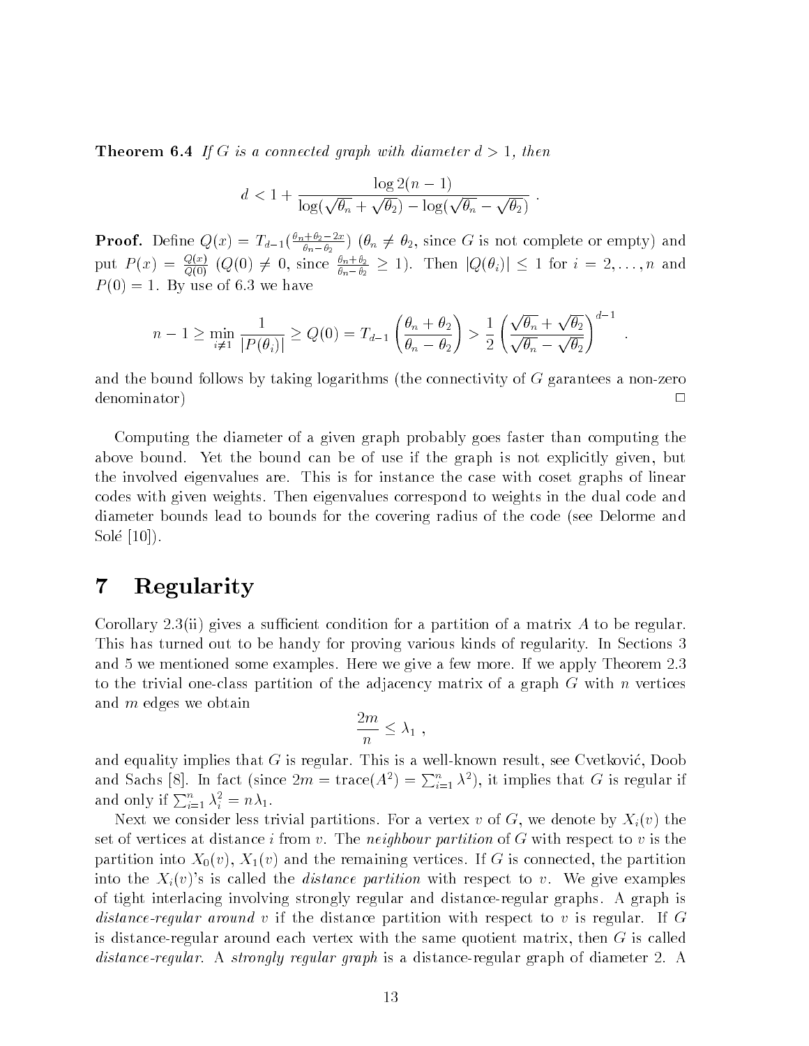**Theorem 6.4** *If $G$ is a connected graph with diameter $d > 1$, then*

$$d < 1 + \frac{\log 2(n-1)}{\log(\sqrt{\theta_n} + \sqrt{\theta_2}) - \log(\sqrt{\theta_n} - \sqrt{\theta_2})} .$$

**Proof.** Define $Q(x) = T_{d-1}(\frac{\theta_n+\theta_2-2x}{\theta_n-\theta_2})$ ($\theta_n \neq \theta_2$, since $G$ is not complete or empty) and put $P(x) = \frac{Q(x)}{Q(0)}$ ($Q(0) \neq 0$, since $\frac{\theta_n+\theta_2}{\theta_n-\theta_2} \geq 1$). Then $|Q(\theta_i)| \leq 1$ for $i = 2, \ldots, n$ and $P(0) = 1$. By use of 6.3 we have

$$n - 1 \geq \min_{i \neq 1} \frac{1}{|P(\theta_i)|} \geq Q(0) = T_{d-1}\left(\frac{\theta_n + \theta_2}{\theta_n - \theta_2}\right) > \frac{1}{2}\left(\frac{\sqrt{\theta_n} + \sqrt{\theta_2}}{\sqrt{\theta_n} - \sqrt{\theta_2}}\right)^{d-1} .$$

and the bound follows by taking logarithms (the connectivity of $G$ garantees a non-zero denominator) □

Computing the diameter of a given graph probably goes faster than computing the above bound. Yet the bound can be of use if the graph is not explicitly given, but the involved eigenvalues are. This is for instance the case with coset graphs of linear codes with given weights. Then eigenvalues correspond to weights in the dual code and diameter bounds lead to bounds for the covering radius of the code (see Delorme and Solé [10]).

# 7 Regularity

Corollary 2.3(ii) gives a sufficient condition for a partition of a matrix $A$ to be regular. This has turned out to be handy for proving various kinds of regularity. In Sections 3 and 5 we mentioned some examples. Here we give a few more. If we apply Theorem 2.3 to the trivial one-class partition of the adjacency matrix of a graph $G$ with $n$ vertices and $m$ edges we obtain

$$\frac{2m}{n} \leq \lambda_1 ,$$

and equality implies that $G$ is regular. This is a well-known result, see Cvetković, Doob and Sachs [8]. In fact (since $2m = \text{trace}(A^2) = \sum_{i=1}^{n} \lambda^2$), it implies that $G$ is regular if and only if $\sum_{i=1}^{n} \lambda_i^2 = n\lambda_1$.

Next we consider less trivial partitions. For a vertex $v$ of $G$, we denote by $X_i(v)$ the set of vertices at distance $i$ from $v$. The *neighbour partition* of $G$ with respect to $v$ is the partition into $X_0(v)$, $X_1(v)$ and the remaining vertices. If $G$ is connected, the partition into the $X_i(v)$'s is called the *distance partition* with respect to $v$. We give examples of tight interlacing involving strongly regular and distance-regular graphs. A graph is *distance-regular around* $v$ if the distance partition with respect to $v$ is regular. If $G$ is distance-regular around each vertex with the same quotient matrix, then $G$ is called *distance-regular*. A *strongly regular graph* is a distance-regular graph of diameter 2. A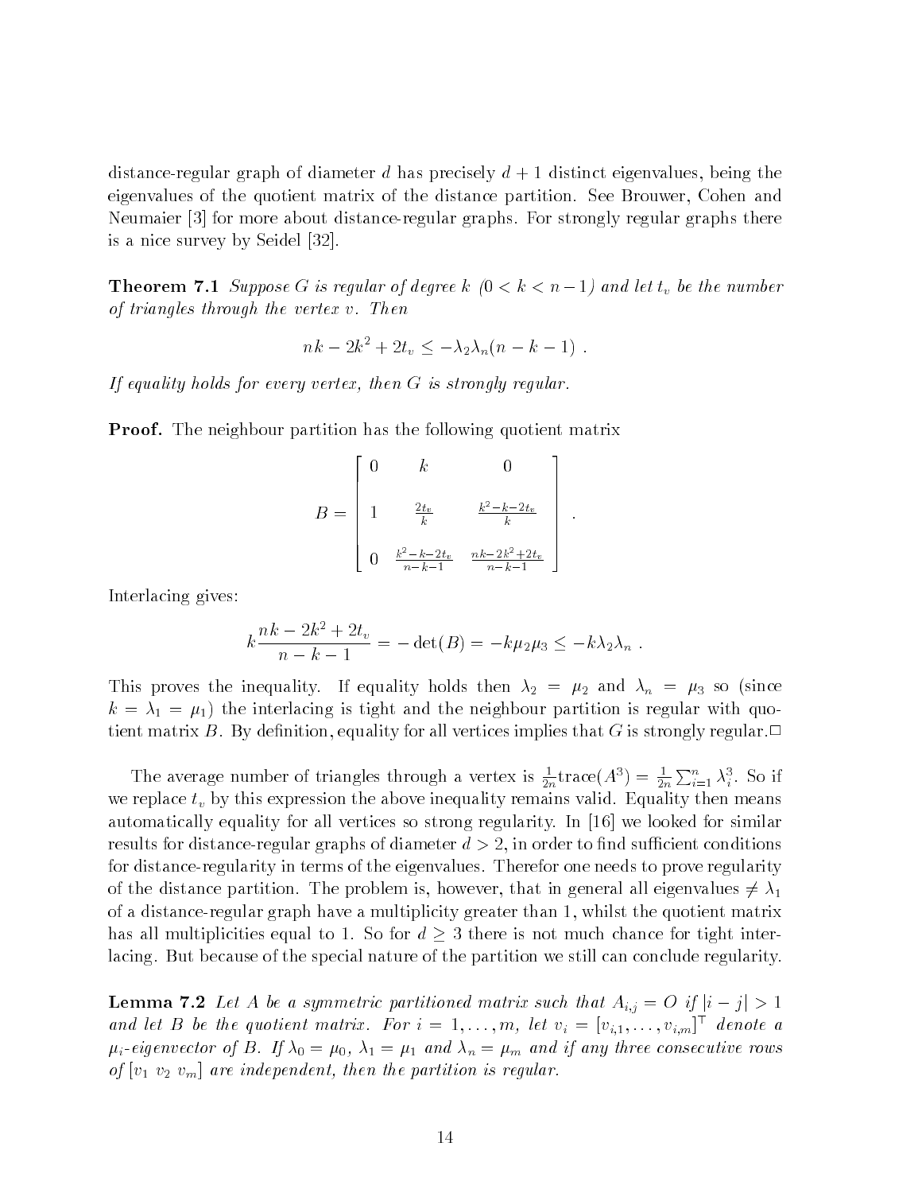distance-regular graph of diameter $d$ has precisely $d+1$ distinct eigenvalues, being the eigenvalues of the quotient matrix of the distance partition. See Brouwer, Cohen and Neumaier [3] for more about distance-regular graphs. For strongly regular graphs there is a nice survey by Seidel [32].

**Theorem 7.1** *Suppose $G$ is regular of degree $k$ $(0 < k < n-1)$ and let $t_v$ be the number of triangles through the vertex $v$. Then*

$$nk - 2k^2 + 2t_v \leq -\lambda_2\lambda_n(n-k-1) .$$

*If equality holds for every vertex, then $G$ is strongly regular.*

**Proof.** The neighbour partition has the following quotient matrix

$$B = \begin{bmatrix} 0 & k & 0 \\ 1 & \frac{2t_v}{k} & \frac{k^2-k-2t_v}{k} \\ 0 & \frac{k^2-k-2t_v}{n-k-1} & \frac{nk-2k^2+2t_v}{n-k-1} \end{bmatrix} .$$

Interlacing gives:

$$k\frac{nk-2k^2+2t_v}{n-k-1} = -\det(B) = -k\mu_2\mu_3 \leq -k\lambda_2\lambda_n .$$

This proves the inequality. If equality holds then $\lambda_2 = \mu_2$ and $\lambda_n = \mu_3$ so (since $k = \lambda_1 = \mu_1$) the interlacing is tight and the neighbour partition is regular with quotient matrix $B$. By definition, equality for all vertices implies that $G$ is strongly regular.□

The average number of triangles through a vertex is $\frac{1}{2n}\text{trace}(A^3) = \frac{1}{2n}\sum_{i=1}^{n}\lambda_i^3$. So if we replace $t_v$ by this expression the above inequality remains valid. Equality then means automatically equality for all vertices so strong regularity. In [16] we looked for similar results for distance-regular graphs of diameter $d > 2$, in order to find sufficient conditions for distance-regularity in terms of the eigenvalues. Therefor one needs to prove regularity of the distance partition. The problem is, however, that in general all eigenvalues $\neq \lambda_1$ of a distance-regular graph have a multiplicity greater than 1, whilst the quotient matrix has all multiplicities equal to 1. So for $d \geq 3$ there is not much chance for tight interlacing. But because of the special nature of the partition we still can conclude regularity.

**Lemma 7.2** *Let $A$ be a symmetric partitioned matrix such that $A_{i,j} = O$ if $|i-j| > 1$ and let $B$ be the quotient matrix. For $i = 1, \ldots, m$, let $v_i = [v_{i,1}, \ldots, v_{i,m}]^\top$ denote a $\mu_i$-eigenvector of $B$. If $\lambda_0 = \mu_0$, $\lambda_1 = \mu_1$ and $\lambda_n = \mu_m$ and if any three consecutive rows of $[v_1\ v_2\ v_m]$ are independent, then the partition is regular.*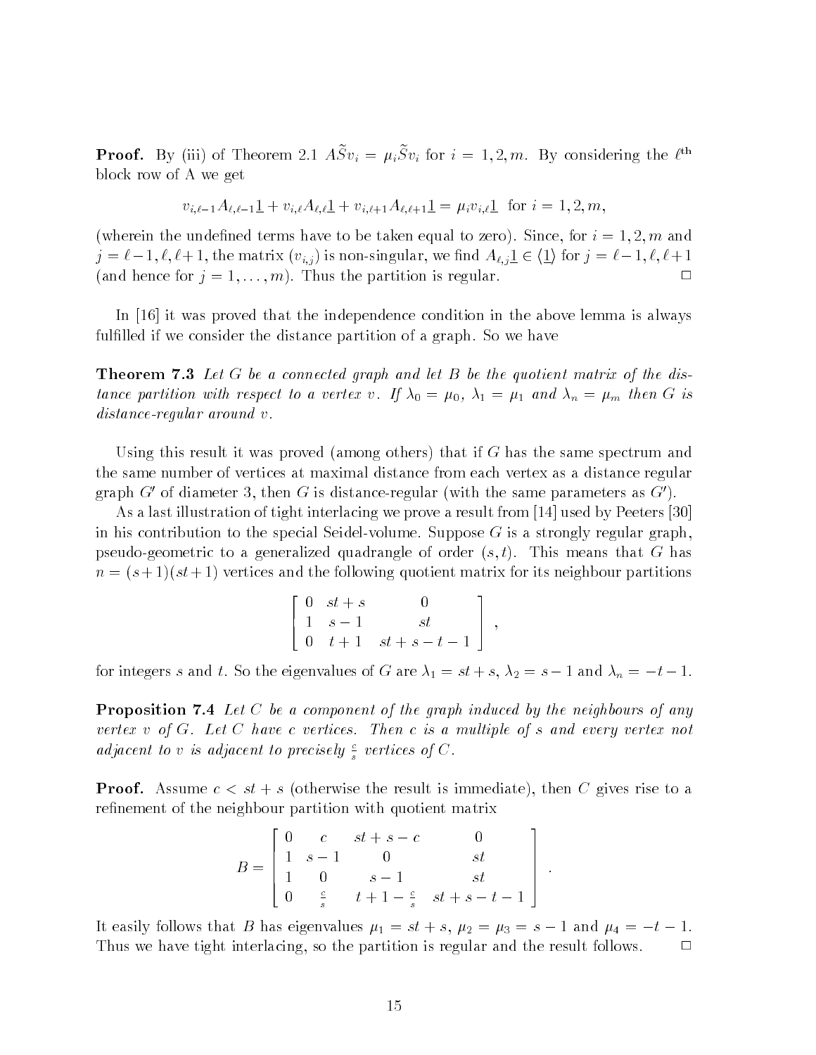**Proof.** By (iii) of Theorem 2.1 $A\tilde{S}v_i = \mu_i \tilde{S}v_i$ for $i = 1, 2, m$. By considering the $\ell^{\text{th}}$ block row of A we get

$$v_{i,\ell-1}A_{\ell,\ell-1}\underline{1} + v_{i,\ell}A_{\ell,\ell}\underline{1} + v_{i,\ell+1}A_{\ell,\ell+1}\underline{1} = \mu_i v_{i,\ell}\underline{1} \quad \text{for } i = 1, 2, m,$$

(wherein the undefined terms have to be taken equal to zero). Since, for $i = 1, 2, m$ and $j = \ell-1, \ell, \ell+1$, the matrix $(v_{i,j})$ is non-singular, we find $A_{\ell,j}\underline{1} \in \langle \underline{1} \rangle$ for $j = \ell-1, \ell, \ell+1$ (and hence for $j = 1, \ldots, m$). Thus the partition is regular. □

In [16] it was proved that the independence condition in the above lemma is always fulfilled if we consider the distance partition of a graph. So we have

**Theorem 7.3** *Let $G$ be a connected graph and let $B$ be the quotient matrix of the distance partition with respect to a vertex $v$. If $\lambda_0 = \mu_0$, $\lambda_1 = \mu_1$ and $\lambda_n = \mu_m$ then $G$ is distance-regular around $v$.*

Using this result it was proved (among others) that if $G$ has the same spectrum and the same number of vertices at maximal distance from each vertex as a distance regular graph $G'$ of diameter 3, then $G$ is distance-regular (with the same parameters as $G'$).

As a last illustration of tight interlacing we prove a result from [14] used by Peeters [30] in his contribution to the special Seidel-volume. Suppose $G$ is a strongly regular graph, pseudo-geometric to a generalized quadrangle of order $(s, t)$. This means that $G$ has $n = (s+1)(st+1)$ vertices and the following quotient matrix for its neighbour partitions

$$\begin{bmatrix} 0 & st+s & 0 \\ 1 & s-1 & st \\ 0 & t+1 & st+s-t-1 \end{bmatrix},$$

for integers $s$ and $t$. So the eigenvalues of $G$ are $\lambda_1 = st+s$, $\lambda_2 = s-1$ and $\lambda_n = -t-1$.

**Proposition 7.4** *Let $C$ be a component of the graph induced by the neighbours of any vertex $v$ of $G$. Let $C$ have $c$ vertices. Then $c$ is a multiple of $s$ and every vertex not adjacent to $v$ is adjacent to precisely $\frac{c}{s}$ vertices of $C$.*

**Proof.** Assume $c < st + s$ (otherwise the result is immediate), then $C$ gives rise to a refinement of the neighbour partition with quotient matrix

$$B = \begin{bmatrix} 0 & c & st+s-c & 0 \\ 1 & s-1 & 0 & st \\ 1 & 0 & s-1 & st \\ 0 & \frac{c}{s} & t+1-\frac{c}{s} & st+s-t-1 \end{bmatrix}.$$

It easily follows that $B$ has eigenvalues $\mu_1 = st+s$, $\mu_2 = \mu_3 = s-1$ and $\mu_4 = -t-1$. Thus we have tight interlacing, so the partition is regular and the result follows. □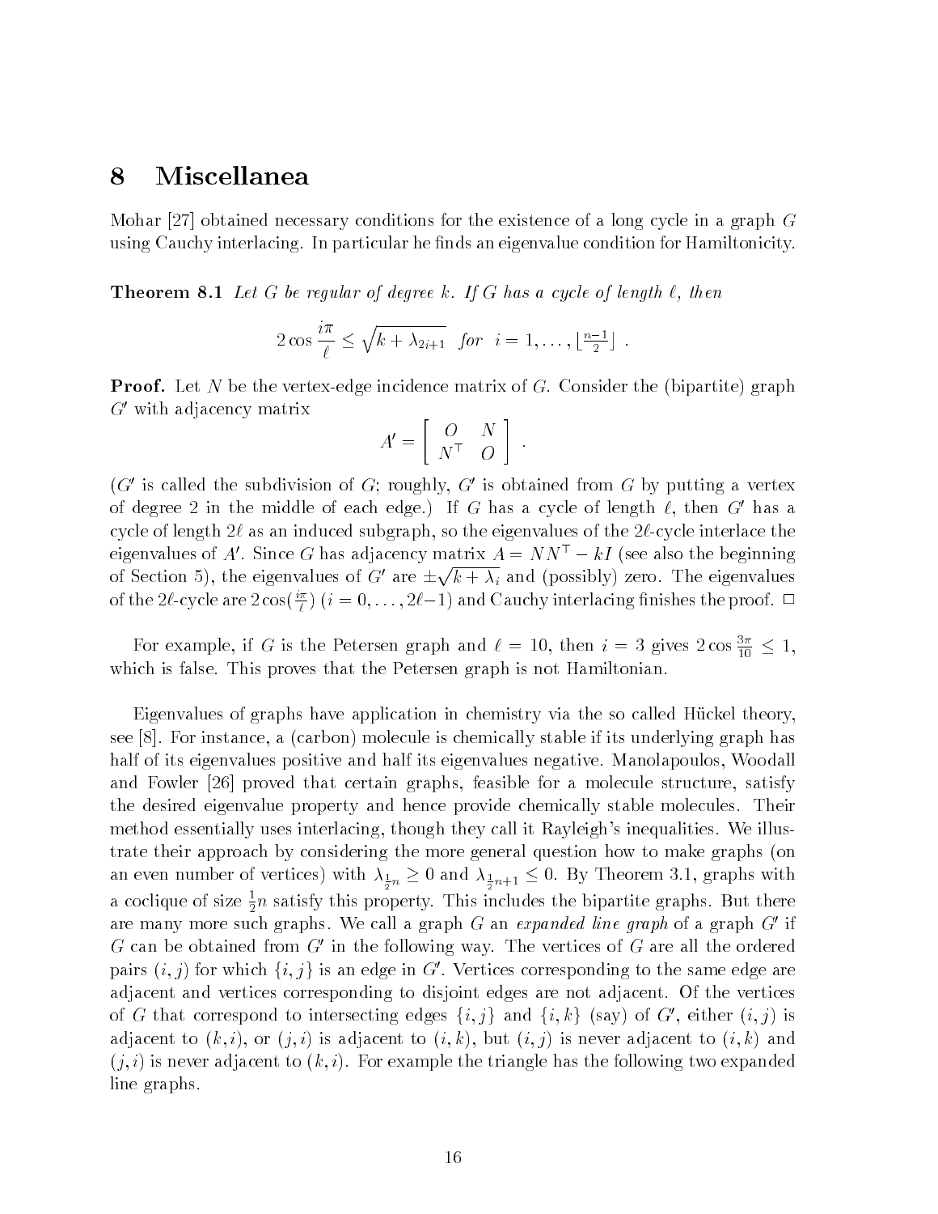## 8 Miscellanea

Mohar [27] obtained necessary conditions for the existence of a long cycle in a graph $G$ using Cauchy interlacing. In particular he finds an eigenvalue condition for Hamiltonicity.

**Theorem 8.1** *Let $G$ be regular of degree $k$. If $G$ has a cycle of length $\ell$, then*

$$2\cos\frac{i\pi}{\ell} \leq \sqrt{k+\lambda_{2i+1}} \quad \textit{for} \quad i = 1,\ldots,\lfloor\tfrac{n-1}{2}\rfloor \;.$$

**Proof.** Let $N$ be the vertex-edge incidence matrix of $G$. Consider the (bipartite) graph $G'$ with adjacency matrix

$$A' = \begin{bmatrix} O & N \\ N^\top & O \end{bmatrix} \;.$$

($G'$ is called the subdivision of $G$; roughly, $G'$ is obtained from $G$ by putting a vertex of degree 2 in the middle of each edge.) If $G$ has a cycle of length $\ell$, then $G'$ has a cycle of length $2\ell$ as an induced subgraph, so the eigenvalues of the $2\ell$-cycle interlace the eigenvalues of $A'$. Since $G$ has adjacency matrix $A = NN^\top - kI$ (see also the beginning of Section 5), the eigenvalues of $G'$ are $\pm\sqrt{k+\lambda_i}$ and (possibly) zero. The eigenvalues of the $2\ell$-cycle are $2\cos(\frac{i\pi}{\ell})$ ($i = 0,\ldots,2\ell-1$) and Cauchy interlacing finishes the proof. $\Box$

For example, if $G$ is the Petersen graph and $\ell = 10$, then $i = 3$ gives $2\cos\frac{3\pi}{10} \leq 1$, which is false. This proves that the Petersen graph is not Hamiltonian.

Eigenvalues of graphs have application in chemistry via the so called Hückel theory, see [8]. For instance, a (carbon) molecule is chemically stable if its underlying graph has half of its eigenvalues positive and half its eigenvalues negative. Manolapoulos, Woodall and Fowler [26] proved that certain graphs, feasible for a molecule structure, satisfy the desired eigenvalue property and hence provide chemically stable molecules. Their method essentially uses interlacing, though they call it Rayleigh's inequalities. We illustrate their approach by considering the more general question how to make graphs (on an even number of vertices) with $\lambda_{\frac{1}{2}n} \geq 0$ and $\lambda_{\frac{1}{2}n+1} \leq 0$. By Theorem 3.1, graphs with a coclique of size $\frac{1}{2}n$ satisfy this property. This includes the bipartite graphs. But there are many more such graphs. We call a graph $G$ an *expanded line graph* of a graph $G'$ if $G$ can be obtained from $G'$ in the following way. The vertices of $G$ are all the ordered pairs $(i,j)$ for which $\{i,j\}$ is an edge in $G'$. Vertices corresponding to the same edge are adjacent and vertices corresponding to disjoint edges are not adjacent. Of the vertices of $G$ that correspond to intersecting edges $\{i,j\}$ and $\{i,k\}$ (say) of $G'$, either $(i,j)$ is adjacent to $(k,i)$, or $(j,i)$ is adjacent to $(i,k)$, but $(i,j)$ is never adjacent to $(i,k)$ and $(j,i)$ is never adjacent to $(k,i)$. For example the triangle has the following two expanded line graphs.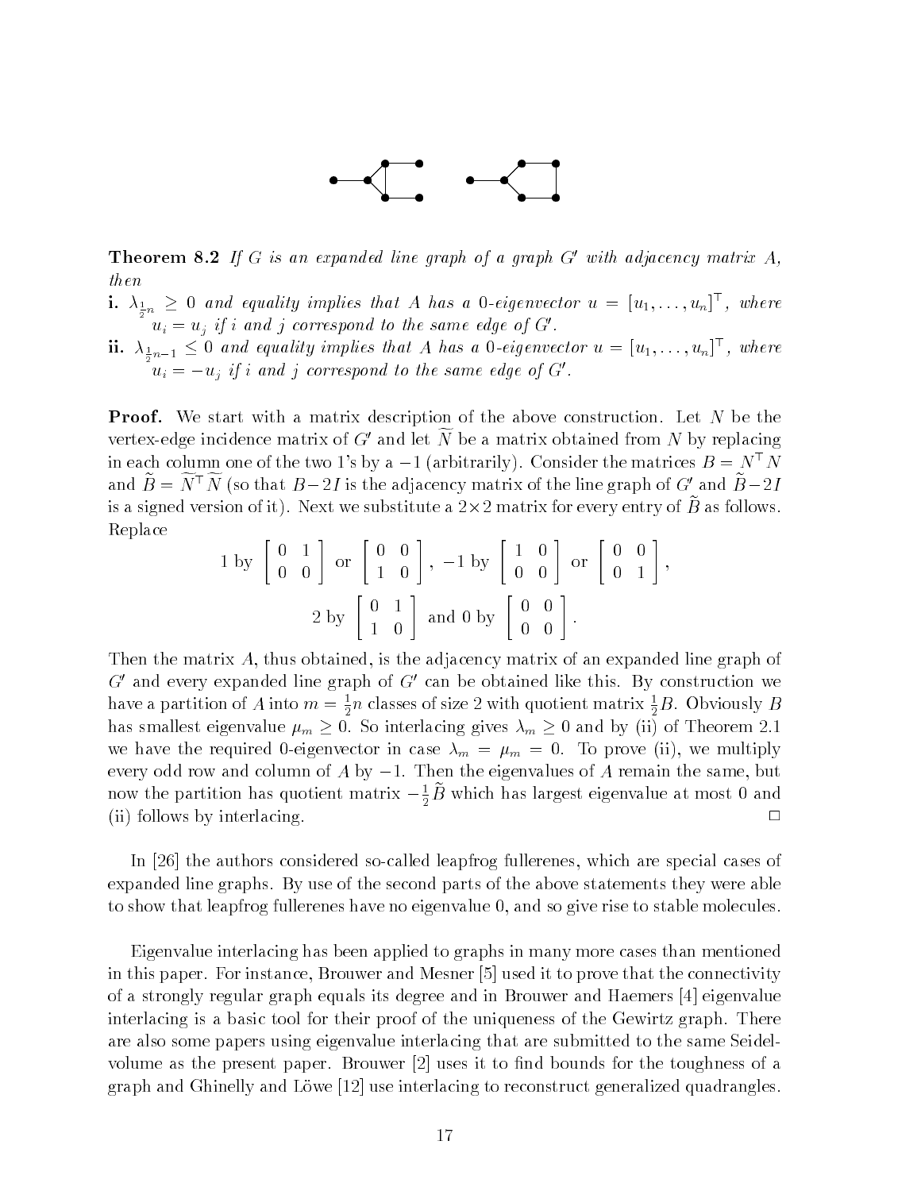**Theorem 8.2** *If $G$ is an expanded line graph of a graph $G'$ with adjacency matrix $A$, then*

**i.** $\lambda_{\frac{1}{2}n} \geq 0$ *and equality implies that $A$ has a 0-eigenvector $u = [u_1, \ldots, u_n]^\top$, where $u_i = u_j$ if $i$ and $j$ correspond to the same edge of $G'$.*

**ii.** $\lambda_{\frac{1}{2}n-1} \leq 0$ *and equality implies that $A$ has a 0-eigenvector $u = [u_1, \ldots, u_n]^\top$, where $u_i = -u_j$ if $i$ and $j$ correspond to the same edge of $G'$.*

**Proof.** We start with a matrix description of the above construction. Let $N$ be the vertex-edge incidence matrix of $G'$ and let $\widetilde{N}$ be a matrix obtained from $N$ by replacing in each column one of the two 1's by a $-1$ (arbitrarily). Consider the matrices $B = N^\top N$ and $\widetilde{B} = \widetilde{N}^\top \widetilde{N}$ (so that $B - 2I$ is the adjacency matrix of the line graph of $G'$ and $\widetilde{B} - 2I$ is a signed version of it). Next we substitute a $2 \times 2$ matrix for every entry of $\widetilde{B}$ as follows. Replace

$$1 \text{ by } \begin{bmatrix} 0 & 1 \\ 0 & 0 \end{bmatrix} \text{ or } \begin{bmatrix} 0 & 0 \\ 1 & 0 \end{bmatrix},\ -1 \text{ by } \begin{bmatrix} 1 & 0 \\ 0 & 0 \end{bmatrix} \text{ or } \begin{bmatrix} 0 & 0 \\ 0 & 1 \end{bmatrix},$$

$$2 \text{ by } \begin{bmatrix} 0 & 1 \\ 1 & 0 \end{bmatrix} \text{ and } 0 \text{ by } \begin{bmatrix} 0 & 0 \\ 0 & 0 \end{bmatrix}.$$

Then the matrix $A$, thus obtained, is the adjacency matrix of an expanded line graph of $G'$ and every expanded line graph of $G'$ can be obtained like this. By construction we have a partition of $A$ into $m = \frac{1}{2}n$ classes of size 2 with quotient matrix $\frac{1}{2}B$. Obviously $B$ has smallest eigenvalue $\mu_m \geq 0$. So interlacing gives $\lambda_m \geq 0$ and by (ii) of Theorem 2.1 we have the required 0-eigenvector in case $\lambda_m = \mu_m = 0$. To prove (ii), we multiply every odd row and column of $A$ by $-1$. Then the eigenvalues of $A$ remain the same, but now the partition has quotient matrix $-\frac{1}{2}\widetilde{B}$ which has largest eigenvalue at most 0 and (ii) follows by interlacing. $\square$

In [26] the authors considered so-called leapfrog fullerenes, which are special cases of expanded line graphs. By use of the second parts of the above statements they were able to show that leapfrog fullerenes have no eigenvalue 0, and so give rise to stable molecules.

Eigenvalue interlacing has been applied to graphs in many more cases than mentioned in this paper. For instance, Brouwer and Mesner [5] used it to prove that the connectivity of a strongly regular graph equals its degree and in Brouwer and Haemers [4] eigenvalue interlacing is a basic tool for their proof of the uniqueness of the Gewirtz graph. There are also some papers using eigenvalue interlacing that are submitted to the same Seidel-volume as the present paper. Brouwer [2] uses it to find bounds for the toughness of a graph and Ghinelly and Löwe [12] use interlacing to reconstruct generalized quadrangles.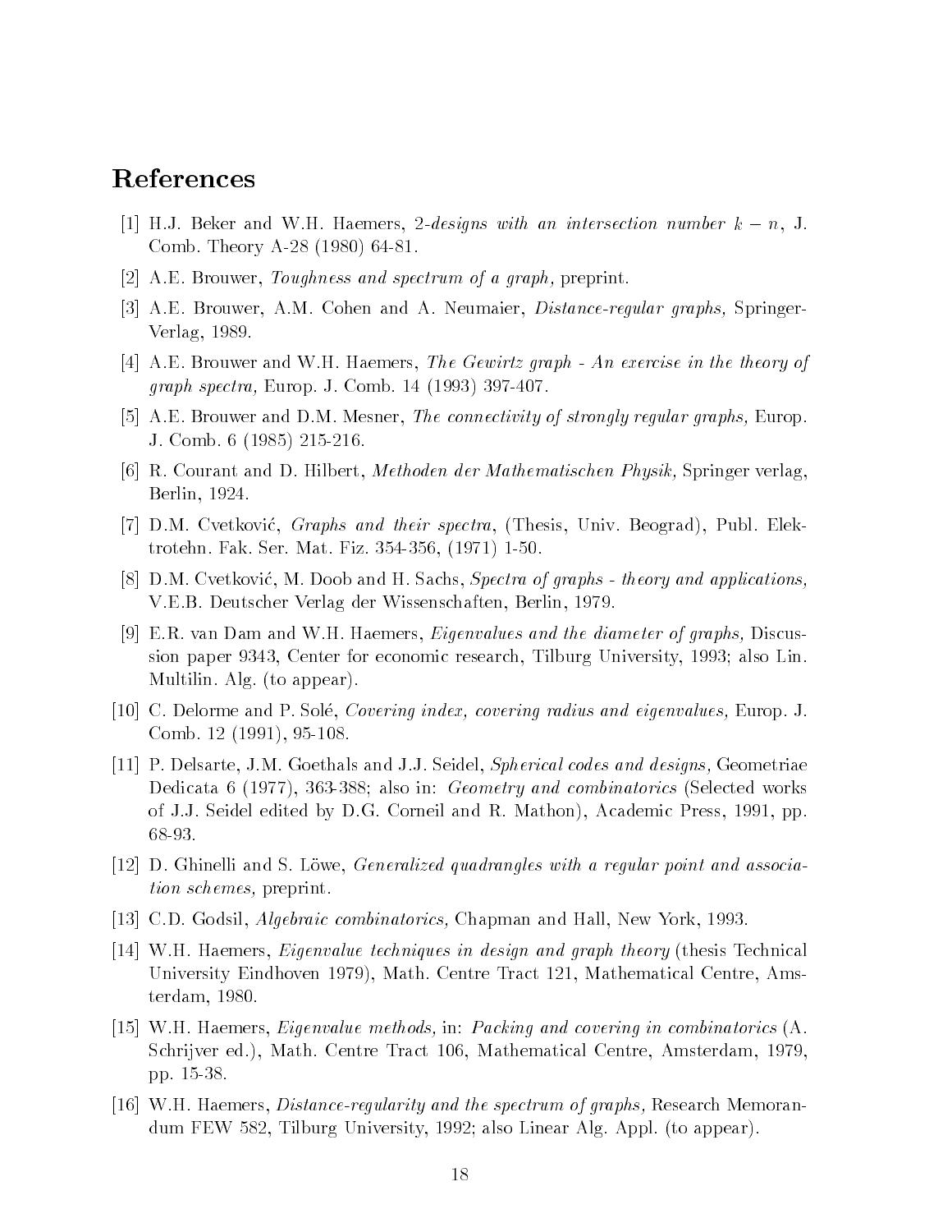## References

[1] H.J. Beker and W.H. Haemers, *2-designs with an intersection number $k - n$*, J. Comb. Theory A-28 (1980) 64-81.

[2] A.E. Brouwer, *Toughness and spectrum of a graph,* preprint.

[3] A.E. Brouwer, A.M. Cohen and A. Neumaier, *Distance-regular graphs,* Springer-Verlag, 1989.

[4] A.E. Brouwer and W.H. Haemers, *The Gewirtz graph - An exercise in the theory of graph spectra,* Europ. J. Comb. 14 (1993) 397-407.

[5] A.E. Brouwer and D.M. Mesner, *The connectivity of strongly regular graphs,* Europ. J. Comb. 6 (1985) 215-216.

[6] R. Courant and D. Hilbert, *Methoden der Mathematischen Physik,* Springer verlag, Berlin, 1924.

[7] D.M. Cvetković, *Graphs and their spectra*, (Thesis, Univ. Beograd), Publ. Elektrotehn. Fak. Ser. Mat. Fiz. 354-356, (1971) 1-50.

[8] D.M. Cvetković, M. Doob and H. Sachs, *Spectra of graphs - theory and applications,* V.E.B. Deutscher Verlag der Wissenschaften, Berlin, 1979.

[9] E.R. van Dam and W.H. Haemers, *Eigenvalues and the diameter of graphs,* Discussion paper 9343, Center for economic research, Tilburg University, 1993; also Lin. Multilin. Alg. (to appear).

[10] C. Delorme and P. Solé, *Covering index, covering radius and eigenvalues,* Europ. J. Comb. 12 (1991), 95-108.

[11] P. Delsarte, J.M. Goethals and J.J. Seidel, *Spherical codes and designs,* Geometriae Dedicata 6 (1977), 363-388; also in: *Geometry and combinatorics* (Selected works of J.J. Seidel edited by D.G. Corneil and R. Mathon), Academic Press, 1991, pp. 68-93.

[12] D. Ghinelli and S. Löwe, *Generalized quadrangles with a regular point and association schemes,* preprint.

[13] C.D. Godsil, *Algebraic combinatorics,* Chapman and Hall, New York, 1993.

[14] W.H. Haemers, *Eigenvalue techniques in design and graph theory* (thesis Technical University Eindhoven 1979), Math. Centre Tract 121, Mathematical Centre, Amsterdam, 1980.

[15] W.H. Haemers, *Eigenvalue methods,* in: *Packing and covering in combinatorics* (A. Schrijver ed.), Math. Centre Tract 106, Mathematical Centre, Amsterdam, 1979, pp. 15-38.

[16] W.H. Haemers, *Distance-regularity and the spectrum of graphs,* Research Memorandum FEW 582, Tilburg University, 1992; also Linear Alg. Appl. (to appear).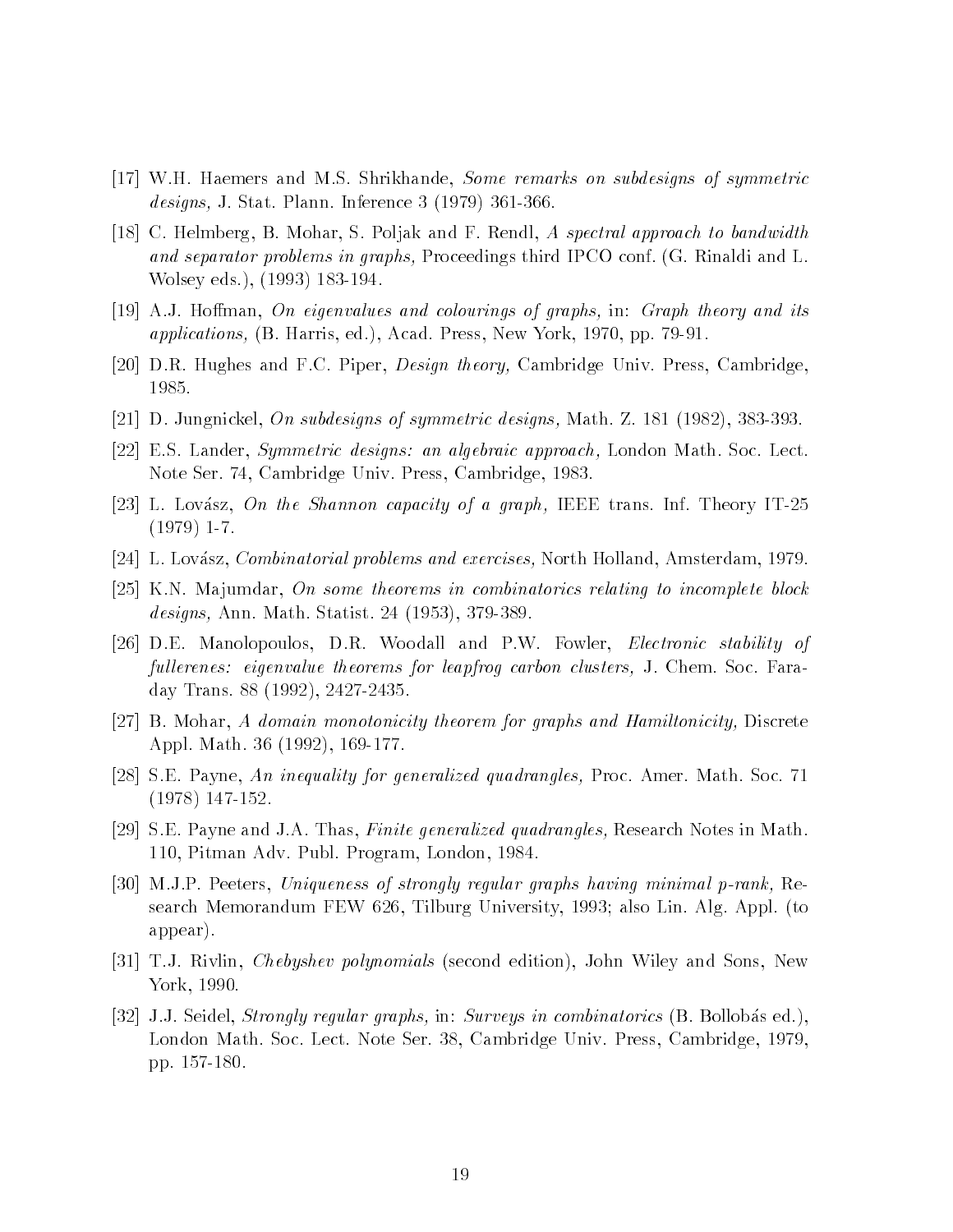[17] W.H. Haemers and M.S. Shrikhande, *Some remarks on subdesigns of symmetric designs,* J. Stat. Plann. Inference 3 (1979) 361-366.

[18] C. Helmberg, B. Mohar, S. Poljak and F. Rendl, *A spectral approach to bandwidth and separator problems in graphs,* Proceedings third IPCO conf. (G. Rinaldi and L. Wolsey eds.), (1993) 183-194.

[19] A.J. Hoffman, *On eigenvalues and colourings of graphs,* in: *Graph theory and its applications,* (B. Harris, ed.), Acad. Press, New York, 1970, pp. 79-91.

[20] D.R. Hughes and F.C. Piper, *Design theory,* Cambridge Univ. Press, Cambridge, 1985.

[21] D. Jungnickel, *On subdesigns of symmetric designs,* Math. Z. 181 (1982), 383-393.

[22] E.S. Lander, *Symmetric designs: an algebraic approach,* London Math. Soc. Lect. Note Ser. 74, Cambridge Univ. Press, Cambridge, 1983.

[23] L. Lovász, *On the Shannon capacity of a graph,* IEEE trans. Inf. Theory IT-25 (1979) 1-7.

[24] L. Lovász, *Combinatorial problems and exercises,* North Holland, Amsterdam, 1979.

[25] K.N. Majumdar, *On some theorems in combinatorics relating to incomplete block designs,* Ann. Math. Statist. 24 (1953), 379-389.

[26] D.E. Manolopoulos, D.R. Woodall and P.W. Fowler, *Electronic stability of fullerenes: eigenvalue theorems for leapfrog carbon clusters,* J. Chem. Soc. Faraday Trans. 88 (1992), 2427-2435.

[27] B. Mohar, *A domain monotonicity theorem for graphs and Hamiltonicity,* Discrete Appl. Math. 36 (1992), 169-177.

[28] S.E. Payne, *An inequality for generalized quadrangles,* Proc. Amer. Math. Soc. 71 (1978) 147-152.

[29] S.E. Payne and J.A. Thas, *Finite generalized quadrangles,* Research Notes in Math. 110, Pitman Adv. Publ. Program, London, 1984.

[30] M.J.P. Peeters, *Uniqueness of strongly regular graphs having minimal p-rank,* Research Memorandum FEW 626, Tilburg University, 1993; also Lin. Alg. Appl. (to appear).

[31] T.J. Rivlin, *Chebyshev polynomials* (second edition), John Wiley and Sons, New York, 1990.

[32] J.J. Seidel, *Strongly regular graphs,* in: *Surveys in combinatorics* (B. Bollobás ed.), London Math. Soc. Lect. Note Ser. 38, Cambridge Univ. Press, Cambridge, 1979, pp. 157-180.